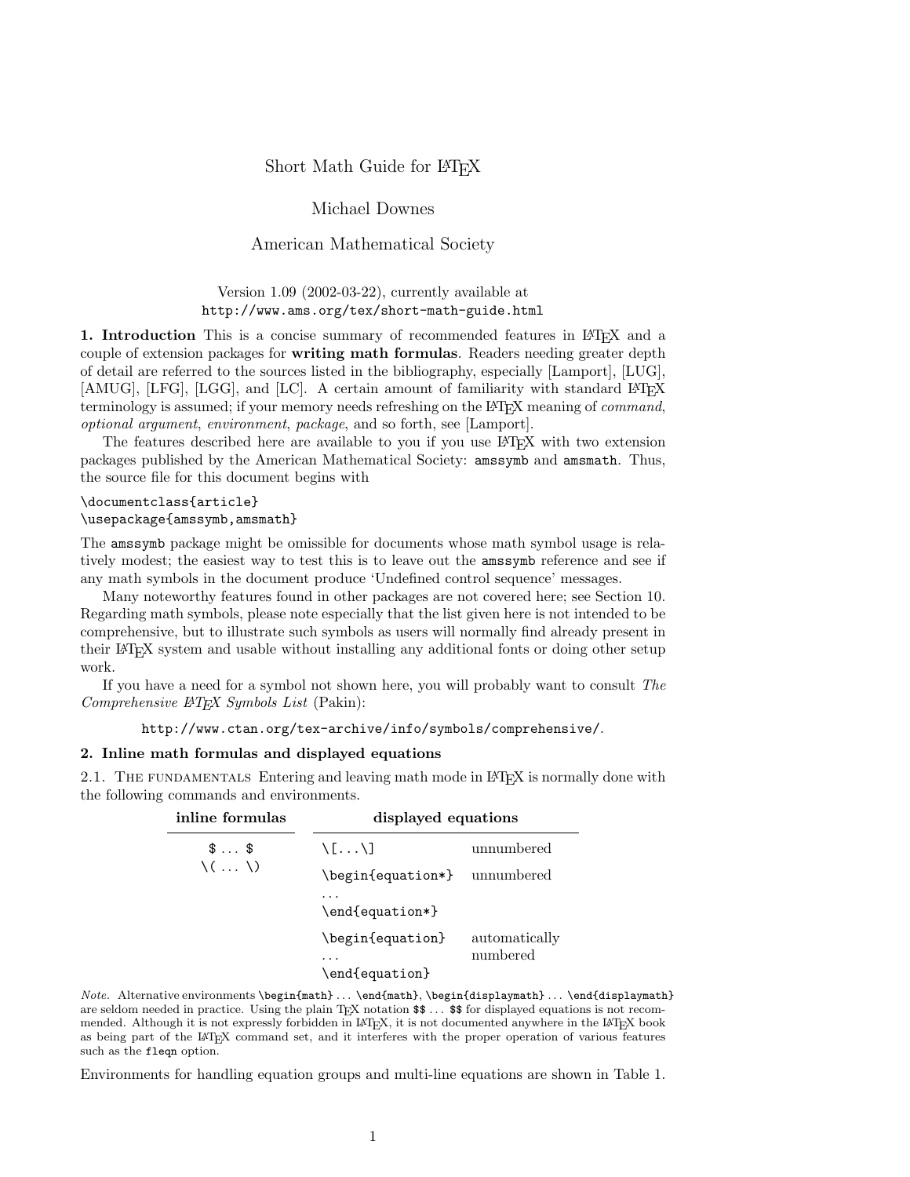# Short Math Guide for LaTeX

Michael Downes

American Mathematical Society

Version 1.09 (2002-03-22), currently available at
`http://www.ams.org/tex/short-math-guide.html`

**1. Introduction** This is a concise summary of recommended features in LaTeX and a couple of extension packages for **writing math formulas**. Readers needing greater depth of detail are referred to the sources listed in the bibliography, especially [Lamport], [LUG], [AMUG], [LFG], [LGG], and [LC]. A certain amount of familiarity with standard LaTeX terminology is assumed; if your memory needs refreshing on the LaTeX meaning of *command*, *optional argument*, *environment*, *package*, and so forth, see [Lamport].

The features described here are available to you if you use LaTeX with two extension packages published by the American Mathematical Society: `amssymb` and `amsmath`. Thus, the source file for this document begins with

```
\documentclass{article}
\usepackage{amssymb,amsmath}
```

The `amssymb` package might be omissible for documents whose math symbol usage is relatively modest; the easiest way to test this is to leave out the `amssymb` reference and see if any math symbols in the document produce 'Undefined control sequence' messages.

Many noteworthy features found in other packages are not covered here; see Section 10. Regarding math symbols, please note especially that the list given here is not intended to be comprehensive, but to illustrate such symbols as users will normally find already present in their LaTeX system and usable without installing any additional fonts or doing other setup work.

If you have a need for a symbol not shown here, you will probably want to consult *The Comprehensive LaTeX Symbols List* (Pakin):

`http://www.ctan.org/tex-archive/info/symbols/comprehensive/`.

## 2. Inline math formulas and displayed equations

2.1. The fundamentals Entering and leaving math mode in LaTeX is normally done with the following commands and environments.

| inline formulas | displayed equations | |
|---|---|---|
| `$ ... $` <br> `\( ... \)` | `\[...\]` | unnumbered |
| | `\begin{equation*}` <br> ... <br> `\end{equation*}` | unnumbered |
| | `\begin{equation}` <br> ... <br> `\end{equation}` | automatically numbered |

*Note.* Alternative environments `\begin{math}` ... `\end{math}`, `\begin{displaymath}` ... `\end{displaymath}` are seldom needed in practice. Using the plain TeX notation `$$` ... `$$` for displayed equations is not recommended. Although it is not expressly forbidden in LaTeX, it is not documented anywhere in the LaTeX book as being part of the LaTeX command set, and it interferes with the proper operation of various features such as the `fleqn` option.

Environments for handling equation groups and multi-line equations are shown in Table 1.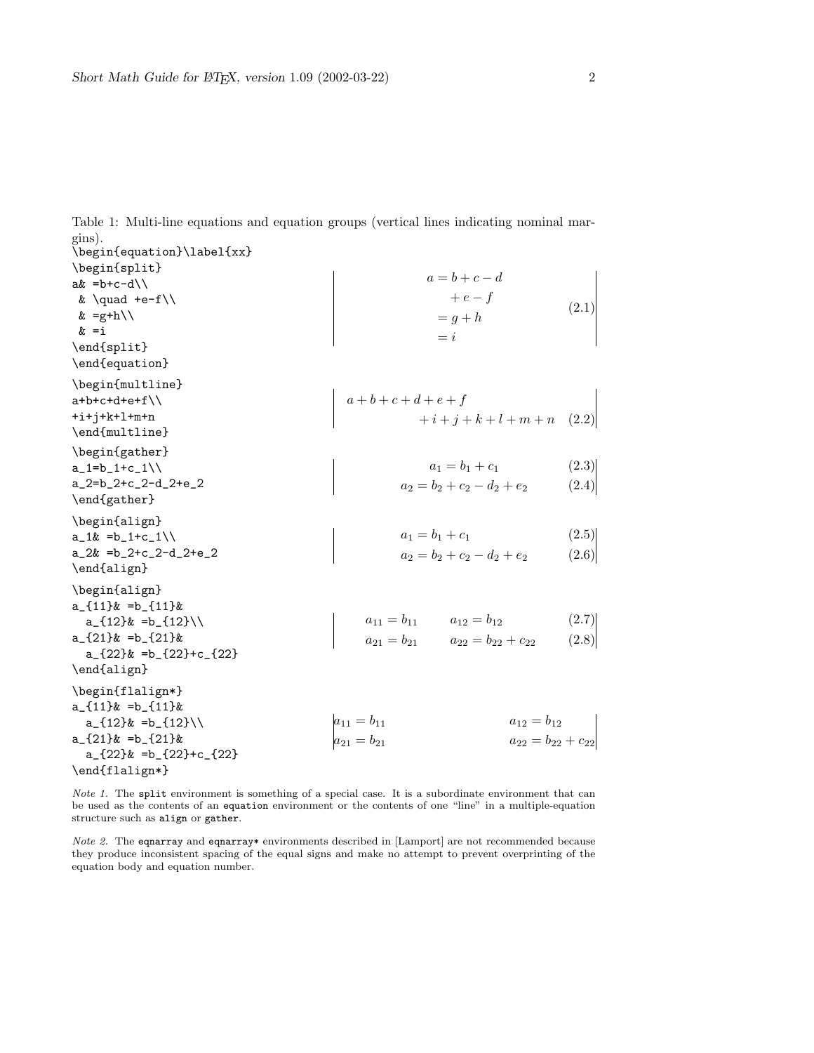Table 1: Multi-line equations and equation groups (vertical lines indicating nominal margins).

```
\begin{equation}\label{xx}
\begin{split}
a& =b+c-d\\
 & \quad +e-f\\
 & =g+h\\
 & =i
\end{split}
\end{equation}
```

$$
\begin{split}
a& =b+c-d\\
 & \quad +e-f\\
 & =g+h\\
 & =i
\end{split} \qquad (2.1)
$$

```
\begin{multline}
a+b+c+d+e+f\\
+i+j+k+l+m+n
\end{multline}
```

$$
\begin{multline}
a+b+c+d+e+f\\
+i+j+k+l+m+n
\end{multline} \qquad (2.2)
$$

```
\begin{gather}
a_1=b_1+c_1\\
a_2=b_2+c_2-d_2+e_2
\end{gather}
```

$$
a_1=b_1+c_1 \qquad (2.3)
$$

$$
a_2=b_2+c_2-d_2+e_2 \qquad (2.4)
$$

```
\begin{align}
a_1& =b_1+c_1\\
a_2& =b_2+c_2-d_2+e_2
\end{align}
```

$$
\begin{aligned}
a_1& =b_1+c_1 && (2.5)\\
a_2& =b_2+c_2-d_2+e_2 && (2.6)
\end{aligned}
$$

```
\begin{align}
a_{11}& =b_{11}&
  a_{12}& =b_{12}\\
a_{21}& =b_{21}&
  a_{22}& =b_{22}+c_{22}
\end{align}
```

$$
\begin{aligned}
a_{11}& =b_{11}&
  a_{12}& =b_{12} && (2.7)\\
a_{21}& =b_{21}&
  a_{22}& =b_{22}+c_{22} && (2.8)
\end{aligned}
$$

```
\begin{flalign*}
a_{11}& =b_{11}&
  a_{12}& =b_{12}\\
a_{21}& =b_{21}&
  a_{22}& =b_{22}+c_{22}
\end{flalign*}
```

$$
\begin{aligned}
a_{11}& =b_{11}&
  a_{12}& =b_{12}\\
a_{21}& =b_{21}&
  a_{22}& =b_{22}+c_{22}
\end{aligned}
$$

*Note 1.* The split environment is something of a special case. It is a subordinate environment that can be used as the contents of an equation environment or the contents of one "line" in a multiple-equation structure such as align or gather.

*Note 2.* The eqnarray and eqnarray* environments described in [Lamport] are not recommended because they produce inconsistent spacing of the equal signs and make no attempt to prevent overprinting of the equation body and equation number.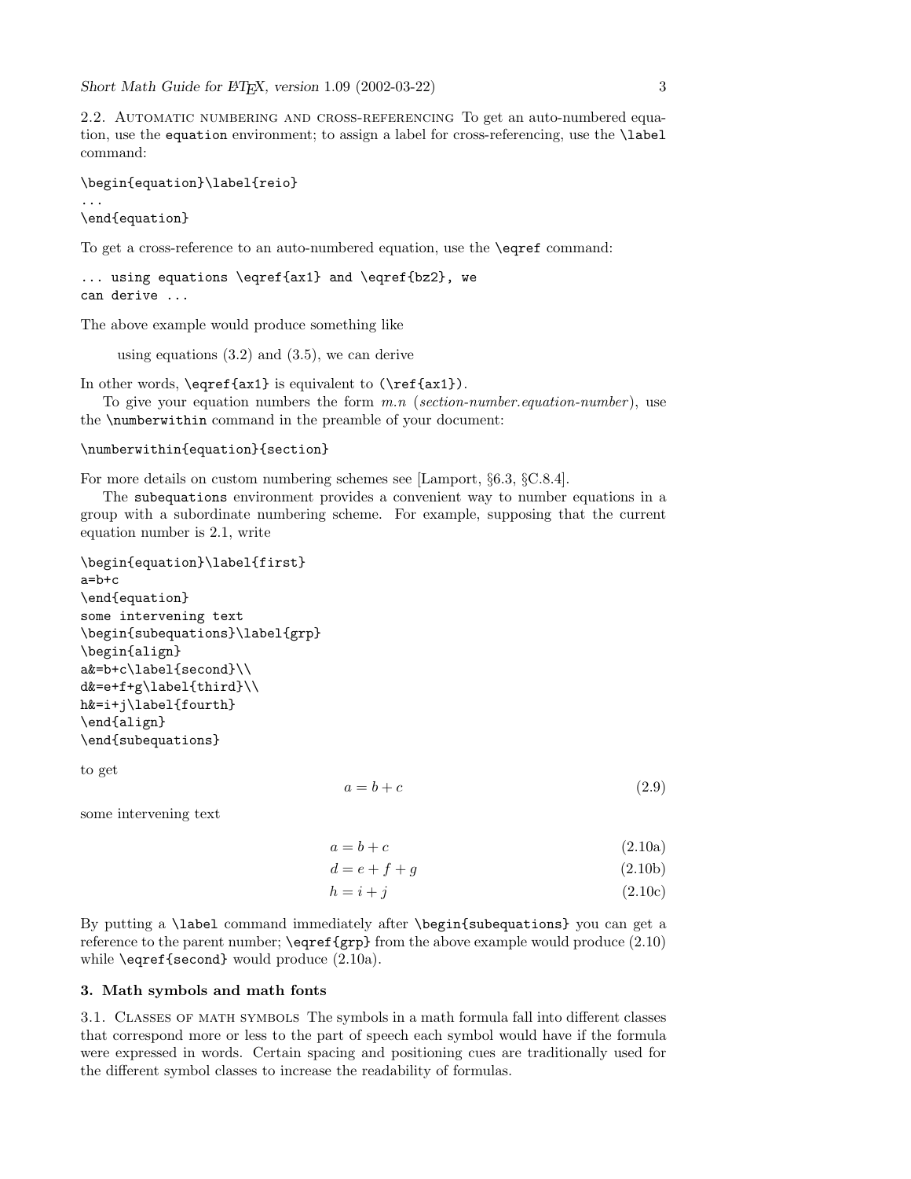2.2. Automatic numbering and cross-referencing To get an auto-numbered equation, use the `equation` environment; to assign a label for cross-referencing, use the `\label` command:

```
\begin{equation}\label{reio}
...
\end{equation}
```

To get a cross-reference to an auto-numbered equation, use the `\eqref` command:

```
... using equations \eqref{ax1} and \eqref{bz2}, we
can derive ...
```

The above example would produce something like

> using equations (3.2) and (3.5), we can derive

In other words, `\eqref{ax1}` is equivalent to `(\ref{ax1})`.

To give your equation numbers the form *m.n* (*section-number.equation-number*), use the `\numberwithin` command in the preamble of your document:

```
\numberwithin{equation}{section}
```

For more details on custom numbering schemes see [Lamport, §6.3, §C.8.4].

The `subequations` environment provides a convenient way to number equations in a group with a subordinate numbering scheme. For example, supposing that the current equation number is 2.1, write

```
\begin{equation}\label{first}
a=b+c
\end{equation}
some intervening text
\begin{subequations}\label{grp}
\begin{align}
a&=b+c\label{second}\\
d&=e+f+g\label{third}\\
h&=i+j\label{fourth}
\end{align}
\end{subequations}
```

to get

$$a = b + c \tag{2.9}$$

some intervening text

$$\begin{align} a &= b + c \tag{2.10a}\\ d &= e + f + g \tag{2.10b}\\ h &= i + j \tag{2.10c} \end{align}$$

By putting a `\label` command immediately after `\begin{subequations}` you can get a reference to the parent number; `\eqref{grp}` from the above example would produce (2.10) while `\eqref{second}` would produce (2.10a).

### 3. Math symbols and math fonts

3.1. Classes of math symbols The symbols in a math formula fall into different classes that correspond more or less to the part of speech each symbol would have if the formula were expressed in words. Certain spacing and positioning cues are traditionally used for the different symbol classes to increase the readability of formulas.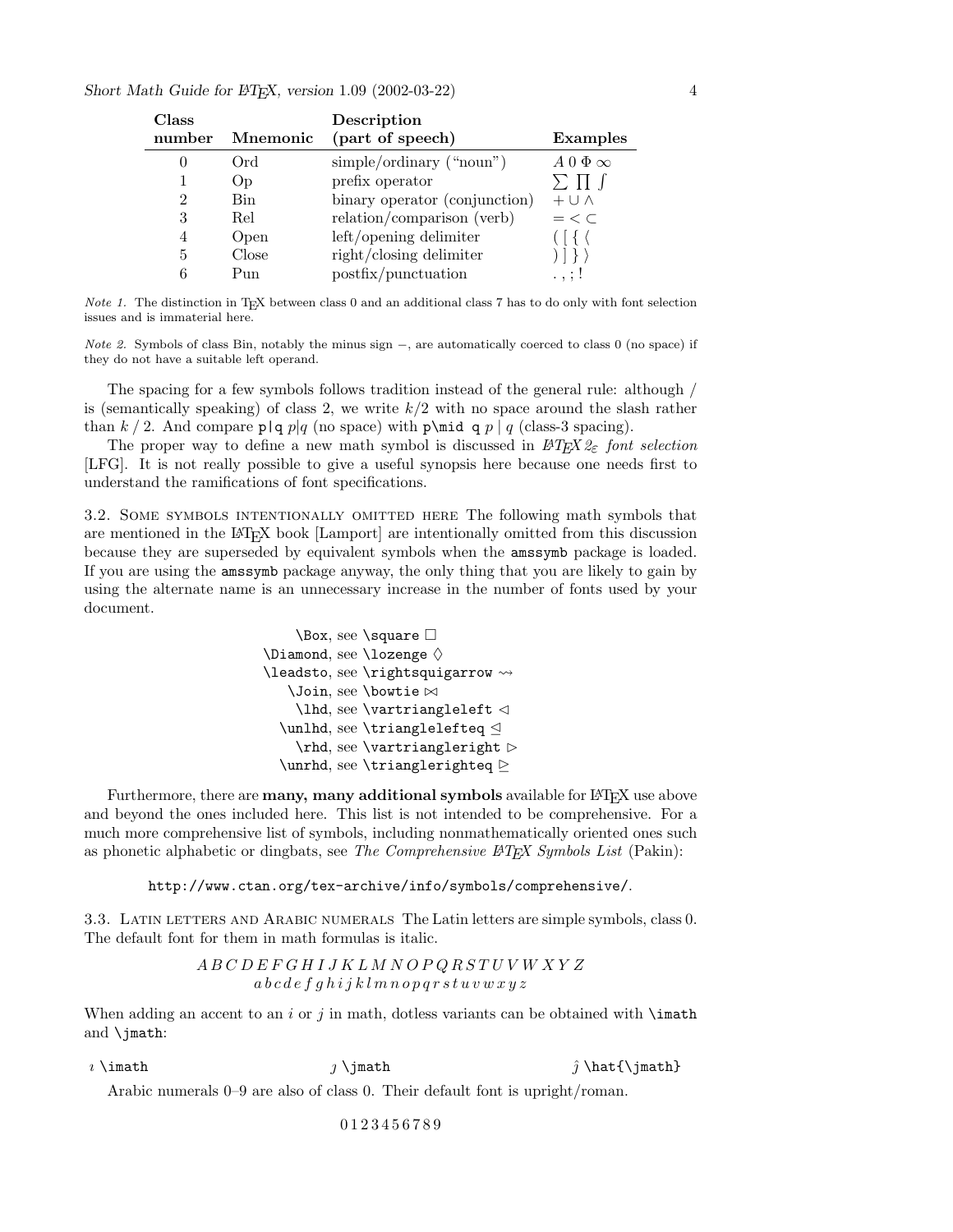| Class number | Mnemonic | Description (part of speech) | Examples |
|---|---|---|---|
| 0 | Ord | simple/ordinary ("noun") | $A\ 0\ \Phi\ \infty$ |
| 1 | Op | prefix operator | $\sum\ \prod\ \int$ |
| 2 | Bin | binary operator (conjunction) | $+\ \cup\ \wedge$ |
| 3 | Rel | relation/comparison (verb) | $=\ <\ \subset$ |
| 4 | Open | left/opening delimiter | $(\ [\ \{\ \langle$ |
| 5 | Close | right/closing delimiter | $)\ ]\ \}\ \rangle$ |
| 6 | Pun | postfix/punctuation | $.\ ,\ ;\ !$ |

*Note 1.* The distinction in TeX between class 0 and an additional class 7 has to do only with font selection issues and is immaterial here.

*Note 2.* Symbols of class Bin, notably the minus sign $-$, are automatically coerced to class 0 (no space) if they do not have a suitable left operand.

The spacing for a few symbols follows tradition instead of the general rule: although / is (semantically speaking) of class 2, we write $k/2$ with no space around the slash rather than $k \mathbin{/} 2$. And compare `p|q` $p|q$ (no space) with `p\mid q` $p \mid q$ (class-3 spacing).

The proper way to define a new math symbol is discussed in *LaTeX 2ε font selection* [LFG]. It is not really possible to give a useful synopsis here because one needs first to understand the ramifications of font specifications.

3.2. Some symbols intentionally omitted here The following math symbols that are mentioned in the LaTeX book [Lamport] are intentionally omitted from this discussion because they are superseded by equivalent symbols when the `amssymb` package is loaded. If you are using the `amssymb` package anyway, the only thing that you are likely to gain by using the alternate name is an unnecessary increase in the number of fonts used by your document.

`\Box`, see `\square` $\square$
`\Diamond`, see `\lozenge` $\lozenge$
`\leadsto`, see `\rightsquigarrow` $\rightsquigarrow$
`\Join`, see `\bowtie` $\bowtie$
`\lhd`, see `\vartriangleleft` $\vartriangleleft$
`\unlhd`, see `\trianglelefteq` $\trianglelefteq$
`\rhd`, see `\vartriangleright` $\vartriangleright$
`\unrhd`, see `\trianglerighteq` $\trianglerighteq$

Furthermore, there are **many, many additional symbols** available for LaTeX use above and beyond the ones included here. This list is not intended to be comprehensive. For a much more comprehensive list of symbols, including nonmathematically oriented ones such as phonetic alphabetic or dingbats, see *The Comprehensive LaTeX Symbols List* (Pakin):

`http://www.ctan.org/tex-archive/info/symbols/comprehensive/`.

3.3. Latin letters and Arabic numerals The Latin letters are simple symbols, class 0. The default font for them in math formulas is italic.

$$A\,B\,C\,D\,E\,F\,G\,H\,I\,J\,K\,L\,M\,N\,O\,P\,Q\,R\,S\,T\,U\,V\,W\,X\,Y\,Z$$
$$a\,b\,c\,d\,e\,f\,g\,h\,i\,j\,k\,l\,m\,n\,o\,p\,q\,r\,s\,t\,u\,v\,w\,x\,y\,z$$

When adding an accent to an $i$ or $j$ in math, dotless variants can be obtained with `\imath` and `\jmath`:

$\imath$ `\imath` $\jmath$ `\jmath` $\hat{\jmath}$ `\hat{\jmath}`

Arabic numerals 0–9 are also of class 0. Their default font is upright/roman.

$$0\,1\,2\,3\,4\,5\,6\,7\,8\,9$$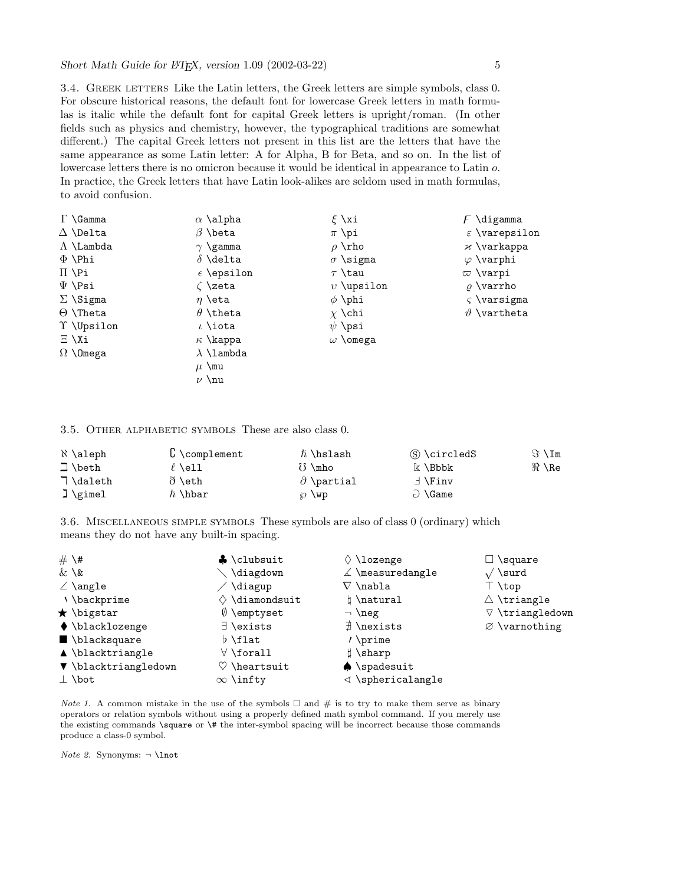3.4. Greek letters Like the Latin letters, the Greek letters are simple symbols, class 0. For obscure historical reasons, the default font for lowercase Greek letters in math formulas is italic while the default font for capital Greek letters is upright/roman. (In other fields such as physics and chemistry, however, the typographical traditions are somewhat different.) The capital Greek letters not present in this list are the letters that have the same appearance as some Latin letter: A for Alpha, B for Beta, and so on. In the list of lowercase letters there is no omicron because it would be identical in appearance to Latin *o*. In practice, the Greek letters that have Latin look-alikes are seldom used in math formulas, to avoid confusion.

| | | | |
|---|---|---|---|
| $\Gamma$ `\Gamma` | $\alpha$ `\alpha` | $\xi$ `\xi` | $\digamma$ `\digamma` |
| $\Delta$ `\Delta` | $\beta$ `\beta` | $\pi$ `\pi` | $\varepsilon$ `\varepsilon` |
| $\Lambda$ `\Lambda` | $\gamma$ `\gamma` | $\rho$ `\rho` | $\varkappa$ `\varkappa` |
| $\Phi$ `\Phi` | $\delta$ `\delta` | $\sigma$ `\sigma` | $\varphi$ `\varphi` |
| $\Pi$ `\Pi` | $\epsilon$ `\epsilon` | $\tau$ `\tau` | $\varpi$ `\varpi` |
| $\Psi$ `\Psi` | $\zeta$ `\zeta` | $\upsilon$ `\upsilon` | $\varrho$ `\varrho` |
| $\Sigma$ `\Sigma` | $\eta$ `\eta` | $\phi$ `\phi` | $\varsigma$ `\varsigma` |
| $\Theta$ `\Theta` | $\theta$ `\theta` | $\chi$ `\chi` | $\vartheta$ `\vartheta` |
| $\Upsilon$ `\Upsilon` | $\iota$ `\iota` | $\psi$ `\psi` | |
| $\Xi$ `\Xi` | $\kappa$ `\kappa` | $\omega$ `\omega` | |
| $\Omega$ `\Omega` | $\lambda$ `\lambda` | | |
| | $\mu$ `\mu` | | |
| | $\nu$ `\nu` | | |

3.5. Other alphabetic symbols These are also class 0.

| | | | | |
|---|---|---|---|---|
| $\aleph$ `\aleph` | $\complement$ `\complement` | $\hslash$ `\hslash` | $\circledS$ `\circledS` | $\Im$ `\Im` |
| $\beth$ `\beth` | $\ell$ `\ell` | $\mho$ `\mho` | $\Bbbk$ `\Bbbk` | $\Re$ `\Re` |
| $\daleth$ `\daleth` | $\eth$ `\eth` | $\partial$ `\partial` | $\Finv$ `\Finv` | |
| $\gimel$ `\gimel` | $\hbar$ `\hbar` | $\wp$ `\wp` | $\Game$ `\Game` | |

3.6. Miscellaneous simple symbols These symbols are also of class 0 (ordinary) which means they do not have any built-in spacing.

| | | | |
|---|---|---|---|
| $\#$ `\#` | $\clubsuit$ `\clubsuit` | $\lozenge$ `\lozenge` | $\square$ `\square` |
| $\&$ `\&` | $\diagdown$ `\diagdown` | $\measuredangle$ `\measuredangle` | $\surd$ `\surd` |
| $\angle$ `\angle` | $\diagup$ `\diagup` | $\nabla$ `\nabla` | $\top$ `\top` |
| $\backprime$ `\backprime` | $\diamondsuit$ `\diamondsuit` | $\natural$ `\natural` | $\triangle$ `\triangle` |
| $\bigstar$ `\bigstar` | $\emptyset$ `\emptyset` | $\neg$ `\neg` | $\triangledown$ `\triangledown` |
| $\blacklozenge$ `\blacklozenge` | $\exists$ `\exists` | $\nexists$ `\nexists` | $\varnothing$ `\varnothing` |
| $\blacksquare$ `\blacksquare` | $\flat$ `\flat` | $\prime$ `\prime` | |
| $\blacktriangle$ `\blacktriangle` | $\forall$ `\forall` | $\sharp$ `\sharp` | |
| $\blacktriangledown$ `\blacktriangledown` | $\heartsuit$ `\heartsuit` | $\spadesuit$ `\spadesuit` | |
| $\bot$ `\bot` | $\infty$ `\infty` | $\sphericalangle$ `\sphericalangle` | |

*Note 1.* A common mistake in the use of the symbols $\square$ and $\#$ is to try to make them serve as binary operators or relation symbols without using a properly defined math symbol command. If you merely use the existing commands `\square` or `\#` the inter-symbol spacing will be incorrect because those commands produce a class-0 symbol.

*Note 2.* Synonyms: $\neg$ `\lnot`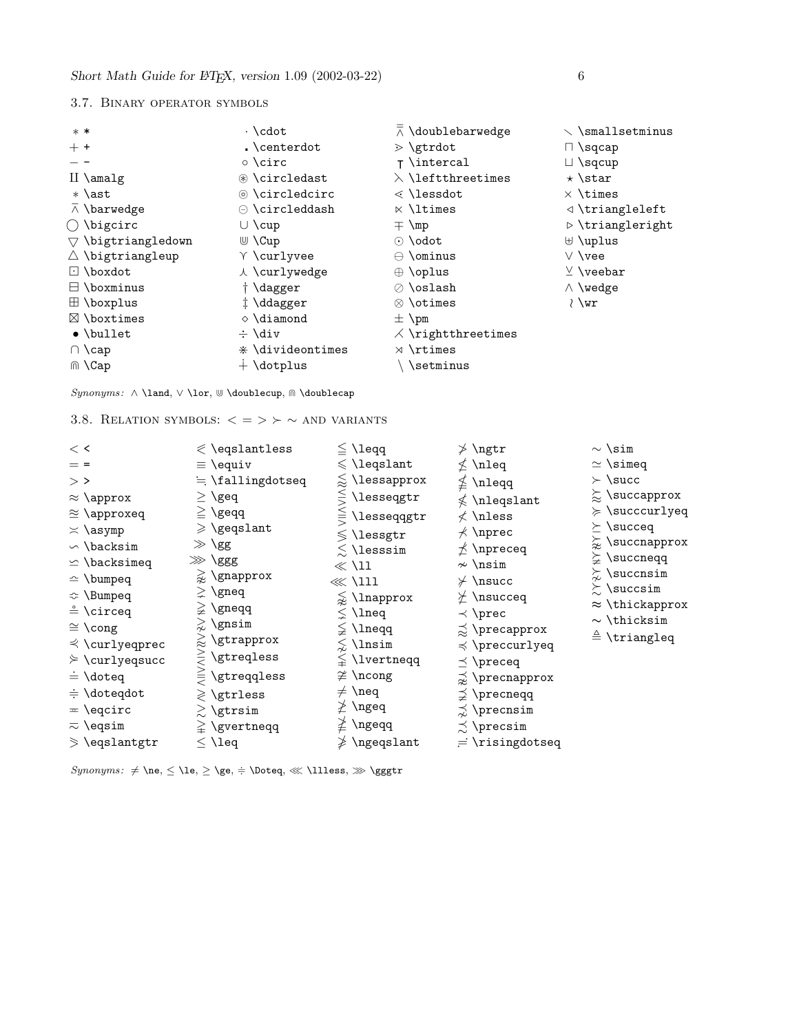### 3.7. Binary operator symbols

| | | | |
|---|---|---|---|
| $*$ `*` | $\cdot$ `\cdot` | $\doublebarwedge$ `\doublebarwedge` | $\smallsetminus$ `\smallsetminus` |
| $+$ `+` | $\centerdot$ `\centerdot` | $\gtrdot$ `\gtrdot` | $\sqcap$ `\sqcap` |
| $-$ `-` | $\circ$ `\circ` | $\intercal$ `\intercal` | $\sqcup$ `\sqcup` |
| $\amalg$ `\amalg` | $\circledast$ `\circledast` | $\leftthreetimes$ `\leftthreetimes` | $\star$ `\star` |
| $\ast$ `\ast` | $\circledcirc$ `\circledcirc` | $\lessdot$ `\lessdot` | $\times$ `\times` |
| $\barwedge$ `\barwedge` | $\circleddash$ `\circleddash` | $\ltimes$ `\ltimes` | $\triangleleft$ `\triangleleft` |
| $\bigcirc$ `\bigcirc` | $\cup$ `\cup` | $\mp$ `\mp` | $\triangleright$ `\triangleright` |
| $\bigtriangledown$ `\bigtriangledown` | $\Cup$ `\Cup` | $\odot$ `\odot` | $\uplus$ `\uplus` |
| $\bigtriangleup$ `\bigtriangleup` | $\curlyvee$ `\curlyvee` | $\ominus$ `\ominus` | $\vee$ `\vee` |
| $\boxdot$ `\boxdot` | $\curlywedge$ `\curlywedge` | $\oplus$ `\oplus` | $\veebar$ `\veebar` |
| $\boxminus$ `\boxminus` | $\dagger$ `\dagger` | $\oslash$ `\oslash` | $\wedge$ `\wedge` |
| $\boxplus$ `\boxplus` | $\ddagger$ `\ddagger` | $\otimes$ `\otimes` | $\wr$ `\wr` |
| $\boxtimes$ `\boxtimes` | $\diamond$ `\diamond` | $\pm$ `\pm` | |
| $\bullet$ `\bullet` | $\div$ `\div` | $\rightthreetimes$ `\rightthreetimes` | |
| $\cap$ `\cap` | $\divideontimes$ `\divideontimes` | $\rtimes$ `\rtimes` | |
| $\Cap$ `\Cap` | $\dotplus$ `\dotplus` | $\setminus$ `\setminus` | |

*Synonyms:* $\wedge$ `\land`, $\vee$ `\lor`, $\Cup$ `\doublecup`, $\Cap$ `\doublecap`

### 3.8. Relation symbols: $< = > \succ \sim$ and variants

| | | | | |
|---|---|---|---|---|
| $<$ `<` | $\eqslantless$ `\eqslantless` | $\leqq$ `\leqq` | $\ngtr$ `\ngtr` | $\sim$ `\sim` |
| $=$ `=` | $\equiv$ `\equiv` | $\leqslant$ `\leqslant` | $\nleq$ `\nleq` | $\simeq$ `\simeq` |
| $>$ `>` | $\fallingdotseq$ `\fallingdotseq` | $\lessapprox$ `\lessapprox` | $\nleqq$ `\nleqq` | $\succ$ `\succ` |
| $\approx$ `\approx` | $\geq$ `\geq` | $\lesseqgtr$ `\lesseqgtr` | $\nleqslant$ `\nleqslant` | $\succapprox$ `\succapprox` |
| $\approxeq$ `\approxeq` | $\geqq$ `\geqq` | $\lesseqqgtr$ `\lesseqqgtr` | $\nless$ `\nless` | $\succcurlyeq$ `\succcurlyeq` |
| $\asymp$ `\asymp` | $\geqslant$ `\geqslant` | $\lessgtr$ `\lessgtr` | $\nprec$ `\nprec` | $\succeq$ `\succeq` |
| $\backsim$ `\backsim` | $\gg$ `\gg` | $\lesssim$ `\lesssim` | $\npreceq$ `\npreceq` | $\succnapprox$ `\succnapprox` |
| $\backsimeq$ `\backsimeq` | $\ggg$ `\ggg` | $\ll$ `\ll` | $\nsim$ `\nsim` | $\succneqq$ `\succneqq` |
| $\bumpeq$ `\bumpeq` | $\gnapprox$ `\gnapprox` | $\lll$ `\lll` | $\nsucc$ `\nsucc` | $\succnsim$ `\succnsim` |
| $\Bumpeq$ `\Bumpeq` | $\gneq$ `\gneq` | $\lnapprox$ `\lnapprox` | $\nsucceq$ `\nsucceq` | $\succsim$ `\succsim` |
| $\circeq$ `\circeq` | $\gneqq$ `\gneqq` | $\lneq$ `\lneq` | $\prec$ `\prec` | $\thickapprox$ `\thickapprox` |
| $\cong$ `\cong` | $\gnsim$ `\gnsim` | $\lneqq$ `\lneqq` | $\precapprox$ `\precapprox` | $\thicksim$ `\thicksim` |
| $\curlyeqprec$ `\curlyeqprec` | $\gtrapprox$ `\gtrapprox` | $\lnsim$ `\lnsim` | $\preccurlyeq$ `\preccurlyeq` | $\triangleq$ `\triangleq` |
| $\curlyeqsucc$ `\curlyeqsucc` | $\gtreqless$ `\gtreqless` | $\lvertneqq$ `\lvertneqq` | $\preceq$ `\preceq` | |
| $\doteq$ `\doteq` | $\gtreqqless$ `\gtreqqless` | $\ncong$ `\ncong` | $\precnapprox$ `\precnapprox` | |
| $\doteqdot$ `\doteqdot` | $\gtrless$ `\gtrless` | $\neq$ `\neq` | $\precneqq$ `\precneqq` | |
| $\eqcirc$ `\eqcirc` | $\gtrsim$ `\gtrsim` | $\ngeq$ `\ngeq` | $\precnsim$ `\precnsim` | |
| $\eqsim$ `\eqsim` | $\gvertneqq$ `\gvertneqq` | $\ngeqq$ `\ngeqq` | $\precsim$ `\precsim` | |
| $\eqslantgtr$ `\eqslantgtr` | $\leq$ `\leq` | $\ngeqslant$ `\ngeqslant` | $\risingdotseq$ `\risingdotseq` | |

*Synonyms:* $\neq$ `\ne`, $\leq$ `\le`, $\geq$ `\ge`, $\doteqdot$ `\Doteq`, $\lll$ `\llless`, $\ggg$ `\gggtr`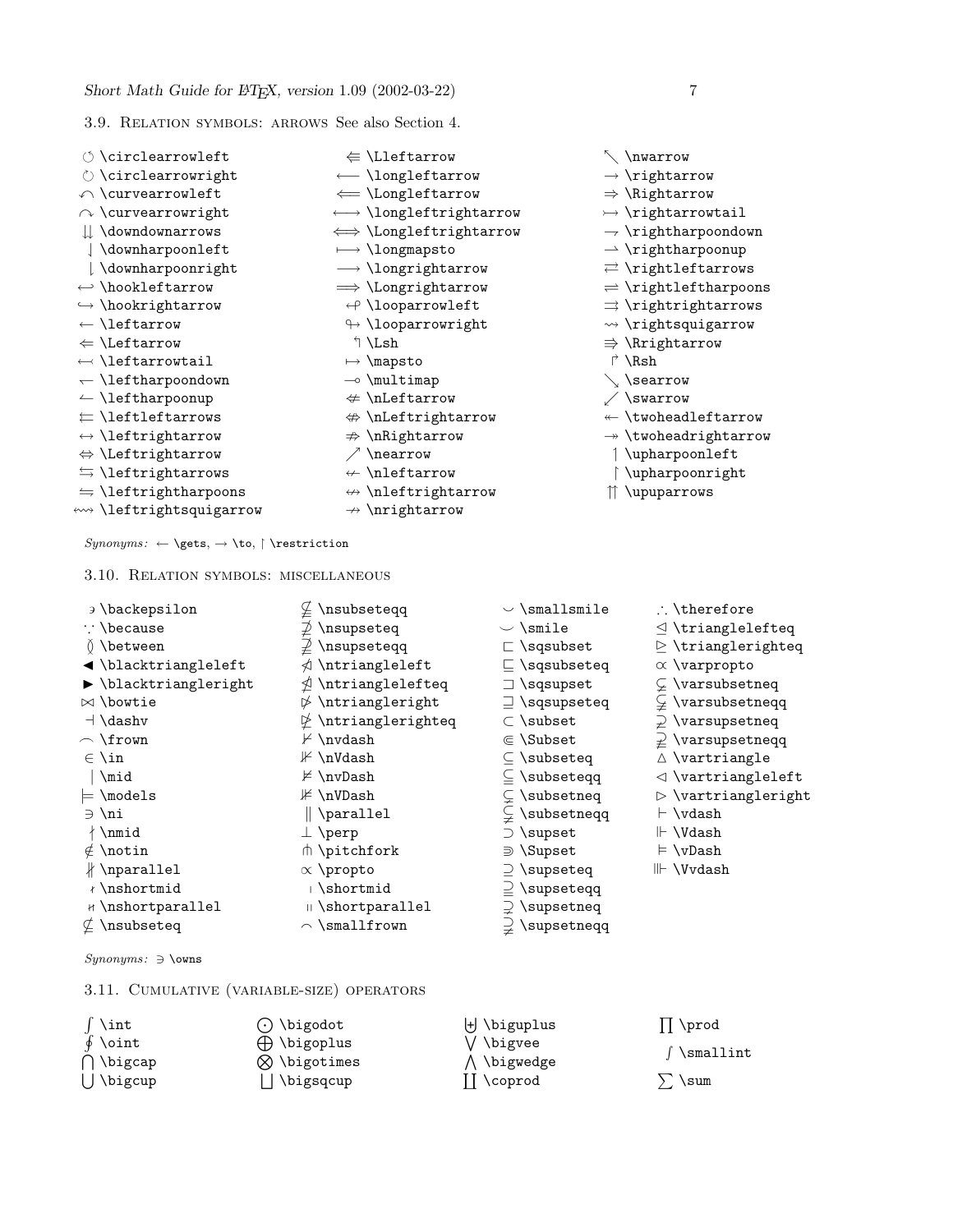### 3.9. Relation symbols: arrows See also Section 4.

| | | |
|---|---|---|
| $\circlearrowleft$ \circlearrowleft | $\Lleftarrow$ \Lleftarrow | $\nwarrow$ \nwarrow |
| $\circlearrowright$ \circlearrowright | $\longleftarrow$ \longleftarrow | $\rightarrow$ \rightarrow |
| $\curvearrowleft$ \curvearrowleft | $\Longleftarrow$ \Longleftarrow | $\Rightarrow$ \Rightarrow |
| $\curvearrowright$ \curvearrowright | $\longleftrightarrow$ \longleftrightarrow | $\rightarrowtail$ \rightarrowtail |
| $\downdownarrows$ \downdownarrows | $\Longleftrightarrow$ \Longleftrightarrow | $\rightharpoondown$ \rightharpoondown |
| $\downharpoonleft$ \downharpoonleft | $\longmapsto$ \longmapsto | $\rightharpoonup$ \rightharpoonup |
| $\downharpoonright$ \downharpoonright | $\longrightarrow$ \longrightarrow | $\rightleftarrows$ \rightleftarrows |
| $\hookleftarrow$ \hookleftarrow | $\Longrightarrow$ \Longrightarrow | $\rightleftharpoons$ \rightleftharpoons |
| $\hookrightarrow$ \hookrightarrow | $\looparrowleft$ \looparrowleft | $\rightrightarrows$ \rightrightarrows |
| $\leftarrow$ \leftarrow | $\looparrowright$ \looparrowright | $\rightsquigarrow$ \rightsquigarrow |
| $\Leftarrow$ \Leftarrow | $\Lsh$ \Lsh | $\Rrightarrow$ \Rrightarrow |
| $\leftarrowtail$ \leftarrowtail | $\mapsto$ \mapsto | $\Rsh$ \Rsh |
| $\leftharpoondown$ \leftharpoondown | $\multimap$ \multimap | $\searrow$ \searrow |
| $\leftharpoonup$ \leftharpoonup | $\nLeftarrow$ \nLeftarrow | $\swarrow$ \swarrow |
| $\leftleftarrows$ \leftleftarrows | $\nLeftrightarrow$ \nLeftrightarrow | $\twoheadleftarrow$ \twoheadleftarrow |
| $\leftrightarrow$ \leftrightarrow | $\nRightarrow$ \nRightarrow | $\twoheadrightarrow$ \twoheadrightarrow |
| $\Leftrightarrow$ \Leftrightarrow | $\nearrow$ \nearrow | $\upharpoonleft$ \upharpoonleft |
| $\leftrightarrows$ \leftrightarrows | $\nleftarrow$ \nleftarrow | $\upharpoonright$ \upharpoonright |
| $\leftrightharpoons$ \leftrightharpoons | $\nleftrightarrow$ \nleftrightarrow | $\upuparrows$ \upuparrows |
| $\leftrightsquigarrow$ \leftrightsquigarrow | $\nrightarrow$ \nrightarrow | |

*Synonyms:* $\leftarrow$ \gets, $\rightarrow$ \to, $\restriction$ \restriction

### 3.10. Relation symbols: miscellaneous

| | | | |
|---|---|---|---|
| $\backepsilon$ \backepsilon | $\nsubseteqq$ \nsubseteqq | $\smallsmile$ \smallsmile | $\therefore$ \therefore |
| $\because$ \because | $\nsupseteq$ \nsupseteq | $\smile$ \smile | $\trianglelefteq$ \trianglelefteq |
| $\between$ \between | $\nsupseteqq$ \nsupseteqq | $\sqsubset$ \sqsubset | $\trianglerighteq$ \trianglerighteq |
| $\blacktriangleleft$ \blacktriangleleft | $\ntriangleleft$ \ntriangleleft | $\sqsubseteq$ \sqsubseteq | $\varpropto$ \varpropto |
| $\blacktriangleright$ \blacktriangleright | $\ntrianglelefteq$ \ntrianglelefteq | $\sqsupset$ \sqsupset | $\varsubsetneq$ \varsubsetneq |
| $\bowtie$ \bowtie | $\ntriangleright$ \ntriangleright | $\sqsupseteq$ \sqsupseteq | $\varsubsetneqq$ \varsubsetneqq |
| $\dashv$ \dashv | $\ntrianglerighteq$ \ntrianglerighteq | $\subset$ \subset | $\varsupsetneq$ \varsupsetneq |
| $\frown$ \frown | $\nvdash$ \nvdash | $\Subset$ \Subset | $\varsupsetneqq$ \varsupsetneqq |
| $\in$ \in | $\nVdash$ \nVdash | $\subseteq$ \subseteq | $\vartriangle$ \vartriangle |
| $\mid$ \mid | $\nvDash$ \nvDash | $\subseteqq$ \subseteqq | $\vartriangleleft$ \vartriangleleft |
| $\models$ \models | $\nVDash$ \nVDash | $\subsetneq$ \subsetneq | $\vartriangleright$ \vartriangleright |
| $\ni$ \ni | $\parallel$ \parallel | $\subsetneqq$ \subsetneqq | $\vdash$ \vdash |
| $\nmid$ \nmid | $\perp$ \perp | $\supset$ \supset | $\Vdash$ \Vdash |
| $\notin$ \notin | $\pitchfork$ \pitchfork | $\Supset$ \Supset | $\vDash$ \vDash |
| $\nparallel$ \nparallel | $\propto$ \propto | $\supseteq$ \supseteq | $\Vvdash$ \Vvdash |
| $\nshortmid$ \nshortmid | $\shortmid$ \shortmid | $\supseteqq$ \supseteqq | |
| $\nshortparallel$ \nshortparallel | $\shortparallel$ \shortparallel | $\supsetneq$ \supsetneq | |
| $\nsubseteq$ \nsubseteq | $\smallfrown$ \smallfrown | $\supsetneqq$ \supsetneqq | |

*Synonyms:* $\ni$ \owns

### 3.11. Cumulative (variable-size) operators

| | | | |
|---|---|---|---|
| $\int$ \int | $\bigodot$ \bigodot | $\biguplus$ \biguplus | $\prod$ \prod |
| $\oint$ \oint | $\bigoplus$ \bigoplus | $\bigvee$ \bigvee | $\smallint$ \smallint |
| $\bigcap$ \bigcap | $\bigotimes$ \bigotimes | $\bigwedge$ \bigwedge | |
| $\bigcup$ \bigcup | $\bigsqcup$ \bigsqcup | $\coprod$ \coprod | $\sum$ \sum |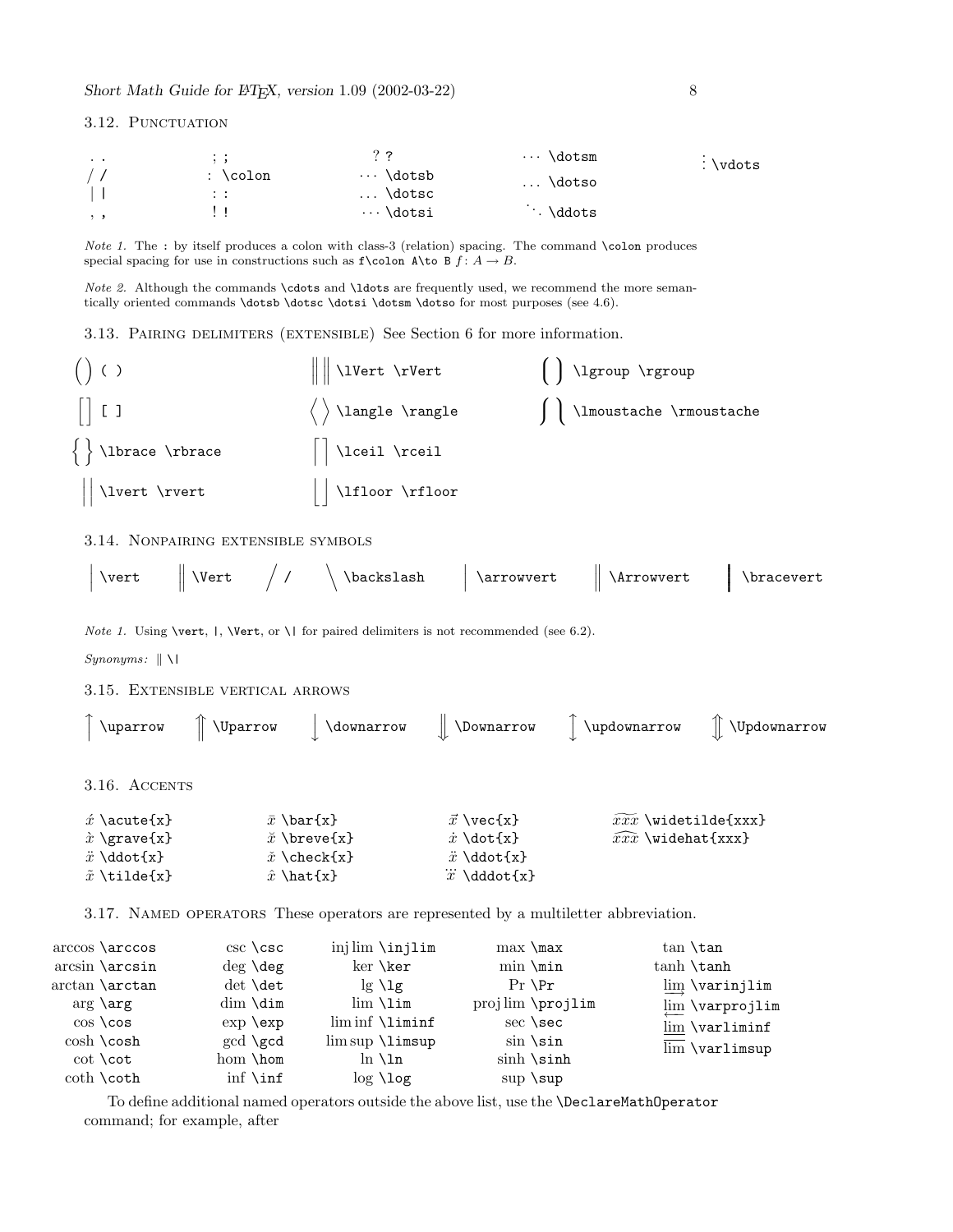### 3.12. Punctuation

| | | | | |
|---|---|---|---|---|
| $.$ `.` | $;$ `;` | $?$ `?` | $\cdots$ `\dotsm` | $\vdots$ `\vdots` |
| $/$ `/` | $\colon$ `\colon` | $\cdots$ `\dotsb` | $\ldots$ `\dotso` | |
| $\vert$ `|` | $:$ `:` | $\ldots$ `\dotsc` | | |
| $,$ `,` | $!$ `!` | $\cdots$ `\dotsi` | $\ddots$ `\ddots` | |

*Note 1.* The `:` by itself produces a colon with class-3 (relation) spacing. The command `\colon` produces special spacing for use in constructions such as `f\colon A\to B` $f\colon A \to B$.

*Note 2.* Although the commands `\cdots` and `\ldots` are frequently used, we recommend the more semantically oriented commands `\dotsb` `\dotsc` `\dotsi` `\dotsm` `\dotso` for most purposes (see 4.6).

### 3.13. Pairing delimiters (extensible) See Section 6 for more information.

| | | |
|---|---|---|
| $\bigg( \bigg)$ `( )` | $\bigg\lVert \bigg\rVert$ `\lVert \rVert` | $\bigg\lgroup \bigg\rgroup$ `\lgroup \rgroup` |
| $\bigg[ \bigg]$ `[ ]` | $\bigg\langle \bigg\rangle$ `\langle \rangle` | $\bigg\lmoustache \bigg\rmoustache$ `\lmoustache \rmoustache` |
| $\bigg\lbrace \bigg\rbrace$ `\lbrace \rbrace` | $\bigg\lceil \bigg\rceil$ `\lceil \rceil` | |
| $\bigg\lvert \bigg\rvert$ `\lvert \rvert` | $\bigg\lfloor \bigg\rfloor$ `\lfloor \rfloor` | |

### 3.14. Nonpairing extensible symbols

| | | | | | | |
|---|---|---|---|---|---|---|
| $\bigg\vert$ `\vert` | $\bigg\Vert$ `\Vert` | $\bigg/$ `/` | $\bigg\backslash$ `\backslash` | $\bigg\arrowvert$ `\arrowvert` | $\bigg\Arrowvert$ `\Arrowvert` | $\bigg\bracevert$ `\bracevert` |

*Note 1.* Using `\vert`, `|`, `\Vert`, or `\|` for paired delimiters is not recommended (see 6.2).

*Synonyms:* $\|$ `\|`

### 3.15. Extensible vertical arrows

| | | | | | |
|---|---|---|---|---|---|
| $\bigg\uparrow$ `\uparrow` | $\bigg\Uparrow$ `\Uparrow` | $\bigg\downarrow$ `\downarrow` | $\bigg\Downarrow$ `\Downarrow` | $\bigg\updownarrow$ `\updownarrow` | $\bigg\Updownarrow$ `\Updownarrow` |

### 3.16. Accents

| | | | |
|---|---|---|---|
| $\acute{x}$ `\acute{x}` | $\bar{x}$ `\bar{x}` | $\vec{x}$ `\vec{x}` | $\widetilde{xxx}$ `\widetilde{xxx}` |
| $\grave{x}$ `\grave{x}` | $\breve{x}$ `\breve{x}` | $\dot{x}$ `\dot{x}` | $\widehat{xxx}$ `\widehat{xxx}` |
| $\ddot{x}$ `\ddot{x}` | $\check{x}$ `\check{x}` | $\ddot{x}$ `\ddot{x}` | |
| $\tilde{x}$ `\tilde{x}` | $\hat{x}$ `\hat{x}` | $\dddot{x}$ `\dddot{x}` | |

### 3.17. Named operators These operators are represented by a multiletter abbreviation.

| | | | | |
|---|---|---|---|---|
| $\arccos$ `\arccos` | $\csc$ `\csc` | $\injlim$ `\injlim` | $\max$ `\max` | $\tan$ `\tan` |
| $\arcsin$ `\arcsin` | $\deg$ `\deg` | $\ker$ `\ker` | $\min$ `\min` | $\tanh$ `\tanh` |
| $\arctan$ `\arctan` | $\det$ `\det` | $\lg$ `\lg` | $\Pr$ `\Pr` | $\varinjlim$ `\varinjlim` |
| $\arg$ `\arg` | $\dim$ `\dim` | $\lim$ `\lim` | $\projlim$ `\projlim` | $\varprojlim$ `\varprojlim` |
| $\cos$ `\cos` | $\exp$ `\exp` | $\liminf$ `\liminf` | $\sec$ `\sec` | $\varliminf$ `\varliminf` |
| $\cosh$ `\cosh` | $\gcd$ `\gcd` | $\limsup$ `\limsup` | $\sin$ `\sin` | $\varlimsup$ `\varlimsup` |
| $\cot$ `\cot` | $\hom$ `\hom` | $\ln$ `\ln` | $\sinh$ `\sinh` | |
| $\coth$ `\coth` | $\inf$ `\inf` | $\log$ `\log` | $\sup$ `\sup` | |

To define additional named operators outside the above list, use the `\DeclareMathOperator` command; for example, after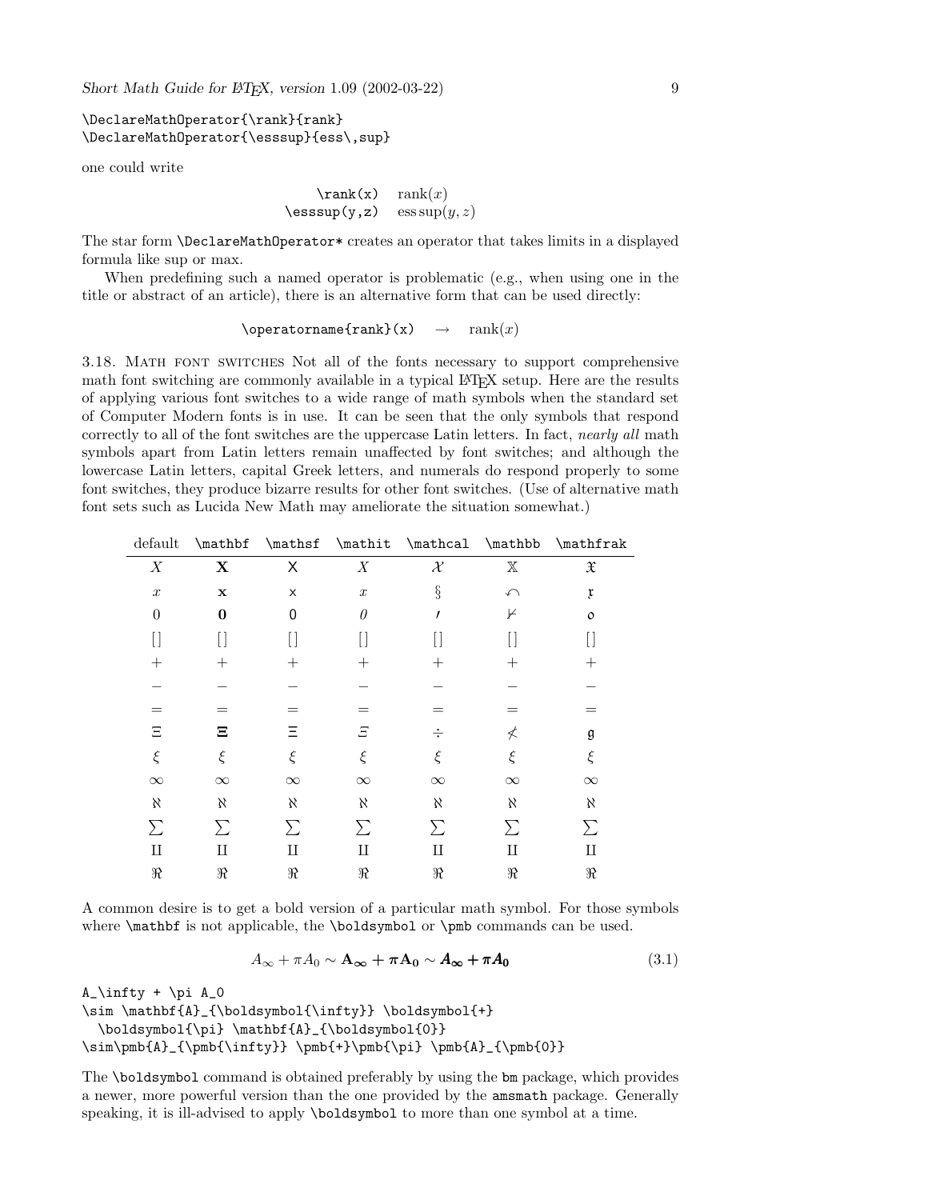```
\DeclareMathOperator{\rank}{rank}
\DeclareMathOperator{\esssup}{ess\,sup}
```

one could write

| | |
|---|---|
| `\rank(x)` | $\operatorname{rank}(x)$ |
| `\esssup(y,z)` | $\operatorname{ess\,sup}(y,z)$ |

The star form `\DeclareMathOperator*` creates an operator that takes limits in a displayed formula like sup or max.

When predefining such a named operator is problematic (e.g., when using one in the title or abstract of an article), there is an alternative form that can be used directly:

`\operatorname{rank}(x)` $\rightarrow$ $\operatorname{rank}(x)$

3.18. Math font switches Not all of the fonts necessary to support comprehensive math font switching are commonly available in a typical LaTeX setup. Here are the results of applying various font switches to a wide range of math symbols when the standard set of Computer Modern fonts is in use. It can be seen that the only symbols that respond correctly to all of the font switches are the uppercase Latin letters. In fact, *nearly all* math symbols apart from Latin letters remain unaffected by font switches; and although the lowercase Latin letters, capital Greek letters, and numerals do respond properly to some font switches, they produce bizarre results for other font switches. (Use of alternative math font sets such as Lucida New Math may ameliorate the situation somewhat.)

| default | \mathbf | \mathsf | \mathit | \mathcal | \mathbb | \mathfrak |
|---|---|---|---|---|---|---|
| $X$ | $\mathbf{X}$ | $\mathsf{X}$ | $\mathit{X}$ | $\mathcal{X}$ | $\mathbb{X}$ | $\mathfrak{X}$ |
| $x$ | $\mathbf{x}$ | $\mathsf{x}$ | $\mathit{x}$ | § | $\curvearrowleft$ | $\mathfrak{x}$ |
| $0$ | $\mathbf{0}$ | $\mathsf{0}$ | $\mathit{0}$ | $\prime$ | $\nvdash$ | $\mathfrak{o}$ |
| $[]$ | $[]$ | $[]$ | $[]$ | $[]$ | $[]$ | $[]$ |
| $+$ | $+$ | $+$ | $+$ | $+$ | $+$ | $+$ |
| $-$ | $-$ | $-$ | $-$ | $-$ | $-$ | $-$ |
| $=$ | $=$ | $=$ | $=$ | $=$ | $=$ | $=$ |
| $\Xi$ | $\mathbf{\Xi}$ | $\mathsf{\Xi}$ | $\mathit{\Xi}$ | $\div$ | $\nless$ | $\mathfrak{g}$ |
| $\xi$ | $\xi$ | $\xi$ | $\xi$ | $\xi$ | $\xi$ | $\xi$ |
| $\infty$ | $\infty$ | $\infty$ | $\infty$ | $\infty$ | $\infty$ | $\infty$ |
| $\aleph$ | $\aleph$ | $\aleph$ | $\aleph$ | $\aleph$ | $\aleph$ | $\aleph$ |
| $\sum$ | $\sum$ | $\sum$ | $\sum$ | $\sum$ | $\sum$ | $\sum$ |
| $\amalg$ | $\amalg$ | $\amalg$ | $\amalg$ | $\amalg$ | $\amalg$ | $\amalg$ |
| $\Re$ | $\Re$ | $\Re$ | $\Re$ | $\Re$ | $\Re$ | $\Re$ |

A common desire is to get a bold version of a particular math symbol. For those symbols where `\mathbf` is not applicable, the `\boldsymbol` or `\pmb` commands can be used.

$$A_\infty + \pi A_0 \sim \mathbf{A}_{\boldsymbol{\infty}} \boldsymbol{+} \boldsymbol{\pi} \mathbf{A}_{\boldsymbol{0}} \sim \pmb{A}_{\pmb{\infty}} \pmb{+}\pmb{\pi} \pmb{A}_{\pmb{0}} \tag{3.1}$$

```
A_\infty + \pi A_0
\sim \mathbf{A}_{\boldsymbol{\infty}} \boldsymbol{+}
  \boldsymbol{\pi} \mathbf{A}_{\boldsymbol{0}}
\sim\pmb{A}_{\pmb{\infty}} \pmb{+}\pmb{\pi} \pmb{A}_{\pmb{0}}
```

The `\boldsymbol` command is obtained preferably by using the `bm` package, which provides a newer, more powerful version than the one provided by the `amsmath` package. Generally speaking, it is ill-advised to apply `\boldsymbol` to more than one symbol at a time.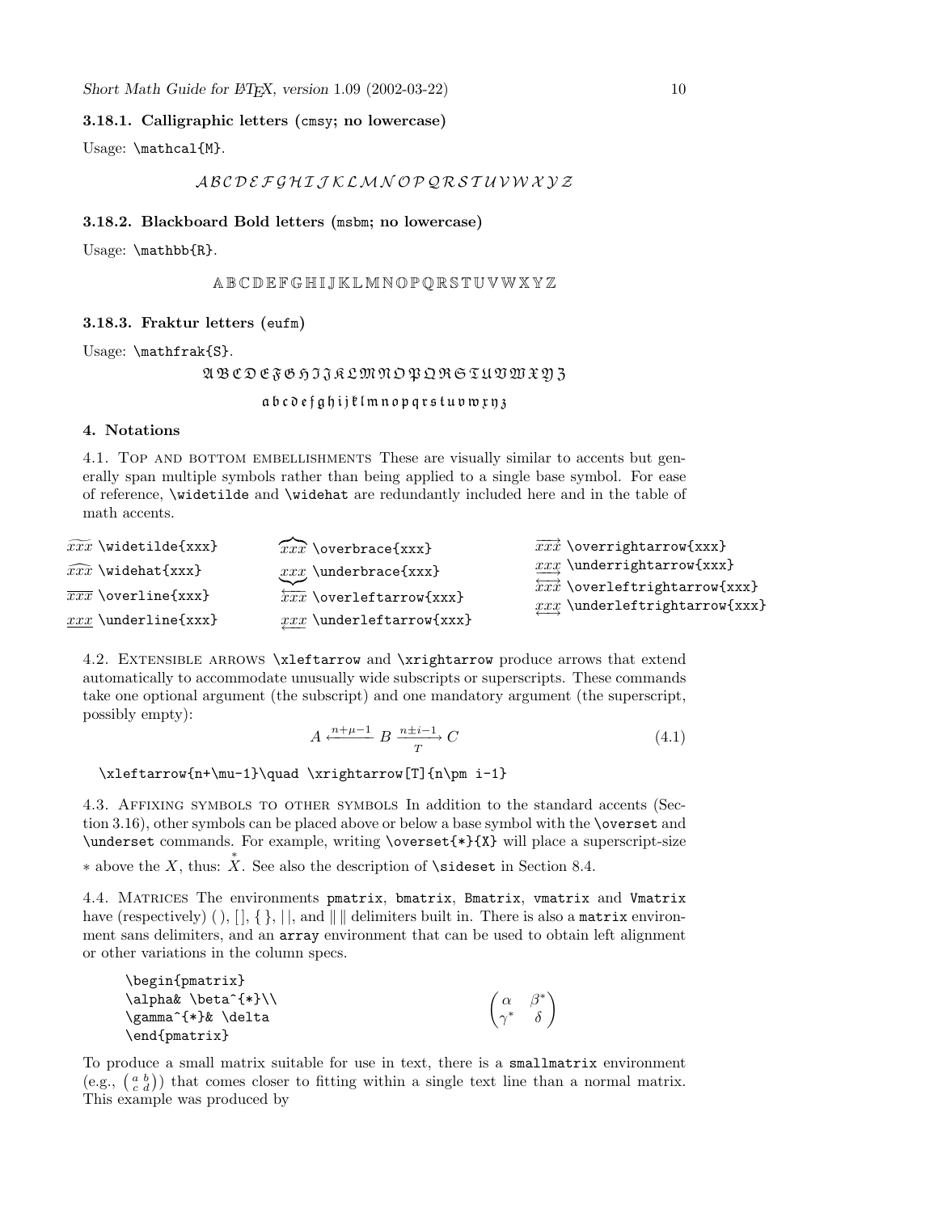### 3.18.1. Calligraphic letters (cmsy; no lowercase)

Usage: `\mathcal{M}`.

$$\mathcal{A}\,\mathcal{B}\,\mathcal{C}\,\mathcal{D}\,\mathcal{E}\,\mathcal{F}\,\mathcal{G}\,\mathcal{H}\,\mathcal{I}\,\mathcal{J}\,\mathcal{K}\,\mathcal{L}\,\mathcal{M}\,\mathcal{N}\,\mathcal{O}\,\mathcal{P}\,\mathcal{Q}\,\mathcal{R}\,\mathcal{S}\,\mathcal{T}\,\mathcal{U}\,\mathcal{V}\,\mathcal{W}\,\mathcal{X}\,\mathcal{Y}\,\mathcal{Z}$$

### 3.18.2. Blackboard Bold letters (msbm; no lowercase)

Usage: `\mathbb{R}`.

$$\mathbb{A}\,\mathbb{B}\,\mathbb{C}\,\mathbb{D}\,\mathbb{E}\,\mathbb{F}\,\mathbb{G}\,\mathbb{H}\,\mathbb{I}\,\mathbb{J}\,\mathbb{K}\,\mathbb{L}\,\mathbb{M}\,\mathbb{N}\,\mathbb{O}\,\mathbb{P}\,\mathbb{Q}\,\mathbb{R}\,\mathbb{S}\,\mathbb{T}\,\mathbb{U}\,\mathbb{V}\,\mathbb{W}\,\mathbb{X}\,\mathbb{Y}\,\mathbb{Z}$$

### 3.18.3. Fraktur letters (eufm)

Usage: `\mathfrak{S}`.

$$\mathfrak{A}\,\mathfrak{B}\,\mathfrak{C}\,\mathfrak{D}\,\mathfrak{E}\,\mathfrak{F}\,\mathfrak{G}\,\mathfrak{H}\,\mathfrak{I}\,\mathfrak{J}\,\mathfrak{K}\,\mathfrak{L}\,\mathfrak{M}\,\mathfrak{N}\,\mathfrak{O}\,\mathfrak{P}\,\mathfrak{Q}\,\mathfrak{R}\,\mathfrak{S}\,\mathfrak{T}\,\mathfrak{U}\,\mathfrak{V}\,\mathfrak{W}\,\mathfrak{X}\,\mathfrak{Y}\,\mathfrak{Z}$$

$$\mathfrak{a}\,\mathfrak{b}\,\mathfrak{c}\,\mathfrak{d}\,\mathfrak{e}\,\mathfrak{f}\,\mathfrak{g}\,\mathfrak{h}\,\mathfrak{i}\,\mathfrak{j}\,\mathfrak{k}\,\mathfrak{l}\,\mathfrak{m}\,\mathfrak{n}\,\mathfrak{o}\,\mathfrak{p}\,\mathfrak{q}\,\mathfrak{r}\,\mathfrak{s}\,\mathfrak{t}\,\mathfrak{u}\,\mathfrak{v}\,\mathfrak{w}\,\mathfrak{x}\,\mathfrak{y}\,\mathfrak{z}$$

## 4. Notations

4.1. Top and bottom embellishments These are visually similar to accents but generally span multiple symbols rather than being applied to a single base symbol. For ease of reference, `\widetilde` and `\widehat` are redundantly included here and in the table of math accents.

| | | |
|---|---|---|
| $\widetilde{xxx}$ `\widetilde{xxx}` | $\overbrace{xxx}$ `\overbrace{xxx}` | $\overrightarrow{xxx}$ `\overrightarrow{xxx}` |
| $\widehat{xxx}$ `\widehat{xxx}` | $\underbrace{xxx}$ `\underbrace{xxx}` | $\underrightarrow{xxx}$ `\underrightarrow{xxx}` |
| $\overline{xxx}$ `\overline{xxx}` | $\overleftarrow{xxx}$ `\overleftarrow{xxx}` | $\overleftrightarrow{xxx}$ `\overleftrightarrow{xxx}` |
| $\underline{xxx}$ `\underline{xxx}` | $\underleftarrow{xxx}$ `\underleftarrow{xxx}` | $\underleftrightarrow{xxx}$ `\underleftrightarrow{xxx}` |

4.2. Extensible arrows `\xleftarrow` and `\xrightarrow` produce arrows that extend automatically to accommodate unusually wide subscripts or superscripts. These commands take one optional argument (the subscript) and one mandatory argument (the superscript, possibly empty):

$$A \xleftarrow{n+\mu-1} B \xrightarrow[T]{n\pm i-1} C \tag{4.1}$$

```
\xleftarrow{n+\mu-1}\quad \xrightarrow[T]{n\pm i-1}
```

4.3. Affixing symbols to other symbols In addition to the standard accents (Section 3.16), other symbols can be placed above or below a base symbol with the `\overset` and `\underset` commands. For example, writing `\overset{*}{X}` will place a superscript-size $*$ above the $X$, thus: $\overset{*}{X}$. See also the description of `\sideset` in Section 8.4.

4.4. Matrices The environments `pmatrix`, `bmatrix`, `Bmatrix`, `vmatrix` and `Vmatrix` have (respectively) ( ), [ ], { }, | |, and ‖ ‖ delimiters built in. There is also a `matrix` environment sans delimiters, and an `array` environment that can be used to obtain left alignment or other variations in the column specs.

```
\begin{pmatrix}
\alpha& \beta^{*}\\
\gamma^{*}& \delta
\end{pmatrix}
```

$$\begin{pmatrix}
\alpha & \beta^{*}\\
\gamma^{*} & \delta
\end{pmatrix}$$

To produce a small matrix suitable for use in text, there is a `smallmatrix` environment (e.g., $\bigl(\begin{smallmatrix} a&b\\ c&d \end{smallmatrix}\bigr)$) that comes closer to fitting within a single text line than a normal matrix. This example was produced by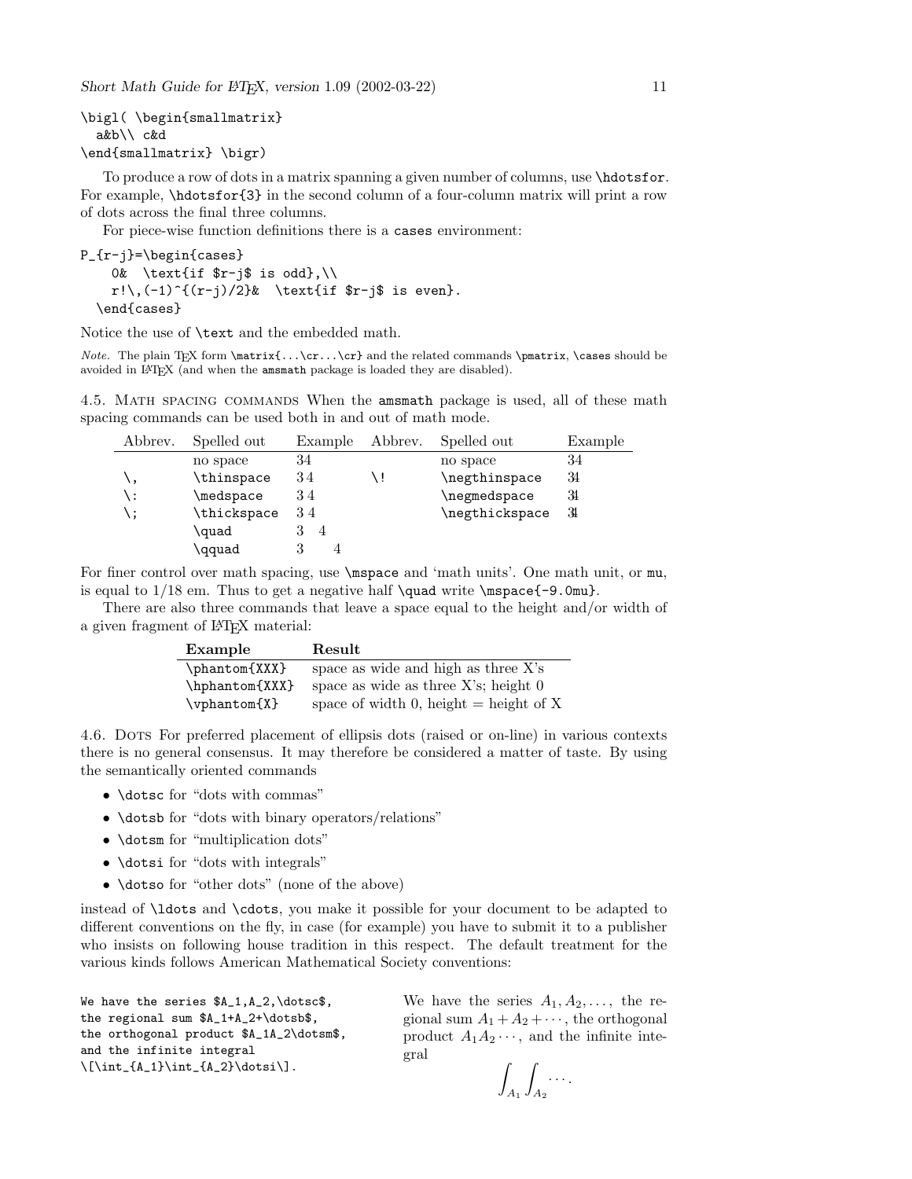```
\bigl( \begin{smallmatrix}
  a&b\\ c&d
\end{smallmatrix} \bigr)
```

To produce a row of dots in a matrix spanning a given number of columns, use `\hdotsfor`. For example, `\hdotsfor{3}` in the second column of a four-column matrix will print a row of dots across the final three columns.

For piece-wise function definitions there is a `cases` environment:

```
P_{r-j}=\begin{cases}
    0&  \text{if $r-j$ is odd},\\
    r!\,(-1)^{(r-j)/2}&  \text{if $r-j$ is even}.
  \end{cases}
```

Notice the use of `\text` and the embedded math.

*Note.* The plain TeX form `\matrix{...\cr...\cr}` and the related commands `\pmatrix`, `\cases` should be avoided in LaTeX (and when the `amsmath` package is loaded they are disabled).

4.5. Math spacing commands When the `amsmath` package is used, all of these math spacing commands can be used both in and out of math mode.

| Abbrev. | Spelled out | Example | Abbrev. | Spelled out | Example |
|---|---|---|---|---|---|
| | no space | $34$ | | no space | $34$ |
| `\,` | `\thinspace` | $3\,4$ | `\!` | `\negthinspace` | $3\!4$ |
| `\:` | `\medspace` | $3\:4$ | | `\negmedspace` | $3\negmedspace4$ |
| `\;` | `\thickspace` | $3\;4$ | | `\negthickspace` | $3\negthickspace4$ |
| | `\quad` | $3\quad4$ | | | |
| | `\qquad` | $3\qquad4$ | | | |

For finer control over math spacing, use `\mspace` and 'math units'. One math unit, or `mu`, is equal to 1/18 em. Thus to get a negative half `\quad` write `\mspace{-9.0mu}`.

There are also three commands that leave a space equal to the height and/or width of a given fragment of LaTeX material:

| **Example** | **Result** |
|---|---|
| `\phantom{XXX}` | space as wide and high as three X's |
| `\hphantom{XXX}` | space as wide as three X's; height 0 |
| `\vphantom{X}` | space of width 0, height = height of X |

4.6. Dots For preferred placement of ellipsis dots (raised or on-line) in various contexts there is no general consensus. It may therefore be considered a matter of taste. By using the semantically oriented commands

- `\dotsc` for "dots with commas"
- `\dotsb` for "dots with binary operators/relations"
- `\dotsm` for "multiplication dots"
- `\dotsi` for "dots with integrals"
- `\dotso` for "other dots" (none of the above)

instead of `\ldots` and `\cdots`, you make it possible for your document to be adapted to different conventions on the fly, in case (for example) you have to submit it to a publisher who insists on following house tradition in this respect. The default treatment for the various kinds follows American Mathematical Society conventions:

```
We have the series $A_1,A_2,\dotsc$,
the regional sum $A_1+A_2+\dotsb$,
the orthogonal product $A_1A_2\dotsm$,
and the infinite integral
\[\int_{A_1}\int_{A_2}\dotsi\].
```

We have the series $A_1, A_2, \dots,$ the regional sum $A_1 + A_2 + \cdots$, the orthogonal product $A_1A_2\cdots$, and the infinite integral

$$\int_{A_1}\int_{A_2}\cdots.$$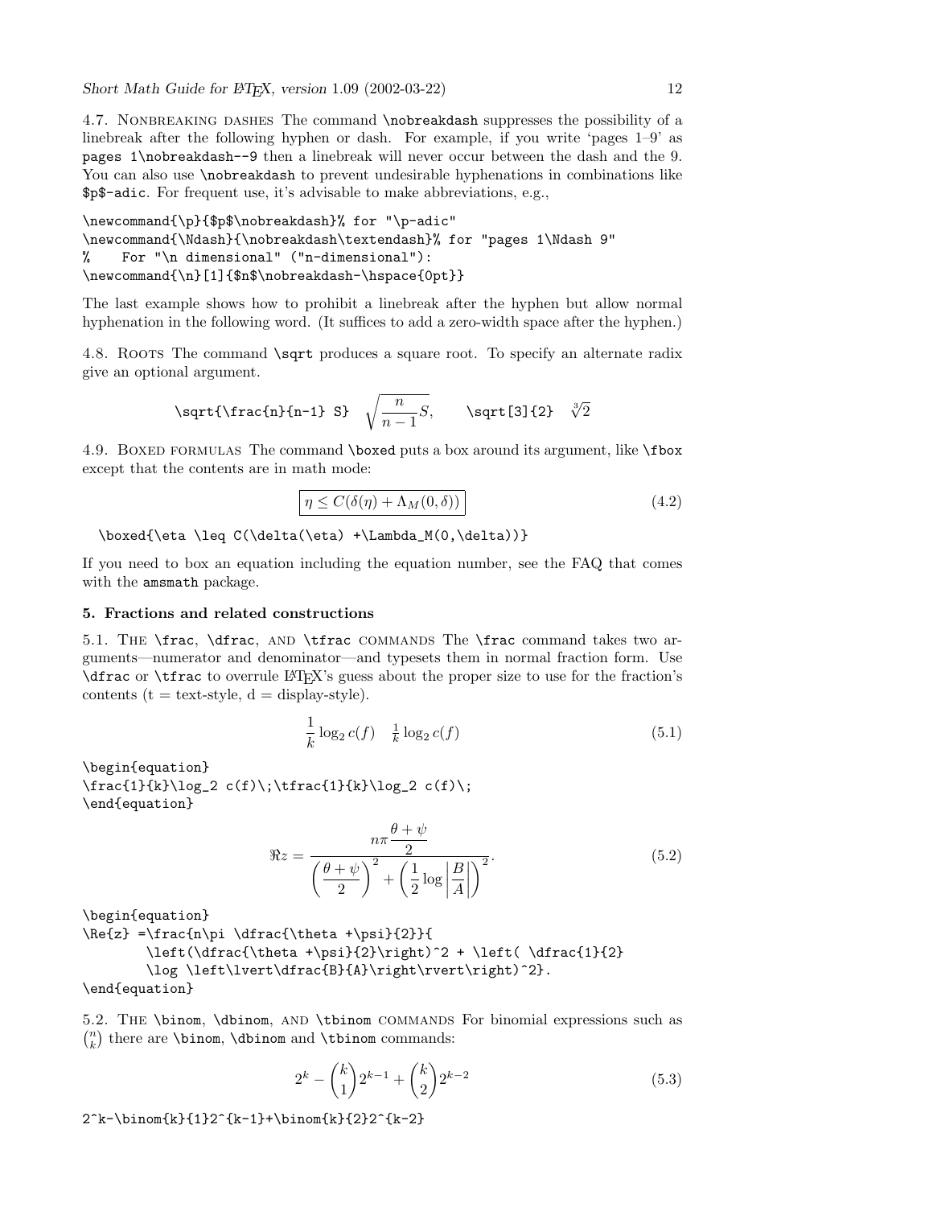4.7. Nonbreaking dashes The command `\nobreakdash` suppresses the possibility of a linebreak after the following hyphen or dash. For example, if you write 'pages 1–9' as `pages 1\nobreakdash--9` then a linebreak will never occur between the dash and the 9. You can also use `\nobreakdash` to prevent undesirable hyphenations in combinations like `$p$-adic`. For frequent use, it's advisable to make abbreviations, e.g.,

```
\newcommand{\p}{$p$\nobreakdash}% for "\p-adic"
\newcommand{\Ndash}{\nobreakdash\textendash}% for "pages 1\Ndash 9"
%    For "\n dimensional" ("n-dimensional"):
\newcommand{\n}[1]{$n$\nobreakdash-\hspace{0pt}}
```

The last example shows how to prohibit a linebreak after the hyphen but allow normal hyphenation in the following word. (It suffices to add a zero-width space after the hyphen.)

4.8. Roots The command `\sqrt` produces a square root. To specify an alternate radix give an optional argument.

`\sqrt{\frac{n}{n-1} S}` $\sqrt{\frac{n}{n-1} S}$, `\sqrt[3]{2}` $\sqrt[3]{2}$

4.9. Boxed formulas The command `\boxed` puts a box around its argument, like `\fbox` except that the contents are in math mode:

$$\boxed{\eta \leq C(\delta(\eta) +\Lambda_M(0,\delta))} \tag{4.2}$$

```
\boxed{\eta \leq C(\delta(\eta) +\Lambda_M(0,\delta))}
```

If you need to box an equation including the equation number, see the FAQ that comes with the `amsmath` package.

## 5. Fractions and related constructions

5.1. The `\frac`, `\dfrac`, and `\tfrac` commands The `\frac` command takes two arguments—numerator and denominator—and typesets them in normal fraction form. Use `\dfrac` or `\tfrac` to overrule LaTeX's guess about the proper size to use for the fraction's contents (t = text-style, d = display-style).

$$\frac{1}{k}\log_2 c(f)\;\tfrac{1}{k}\log_2 c(f)\; \tag{5.1}$$

```
\begin{equation}
\frac{1}{k}\log_2 c(f)\;\tfrac{1}{k}\log_2 c(f)\;
\end{equation}
```

$$\Re{z} =\frac{n\pi \dfrac{\theta +\psi}{2}}{\left(\dfrac{\theta +\psi}{2}\right)^2 + \left( \dfrac{1}{2}\log \left\lvert\dfrac{B}{A}\right\rvert\right)^2}. \tag{5.2}$$

```
\begin{equation}
\Re{z} =\frac{n\pi \dfrac{\theta +\psi}{2}}{
        \left(\dfrac{\theta +\psi}{2}\right)^2 + \left( \dfrac{1}{2}
        \log \left\lvert\dfrac{B}{A}\right\rvert\right)^2}.
\end{equation}
```

5.2. The `\binom`, `\dbinom`, and `\tbinom` commands For binomial expressions such as $\binom{n}{k}$ there are `\binom`, `\dbinom` and `\tbinom` commands:

$$2^k-\binom{k}{1}2^{k-1}+\binom{k}{2}2^{k-2} \tag{5.3}$$

```
2^k-\binom{k}{1}2^{k-1}+\binom{k}{2}2^{k-2}
```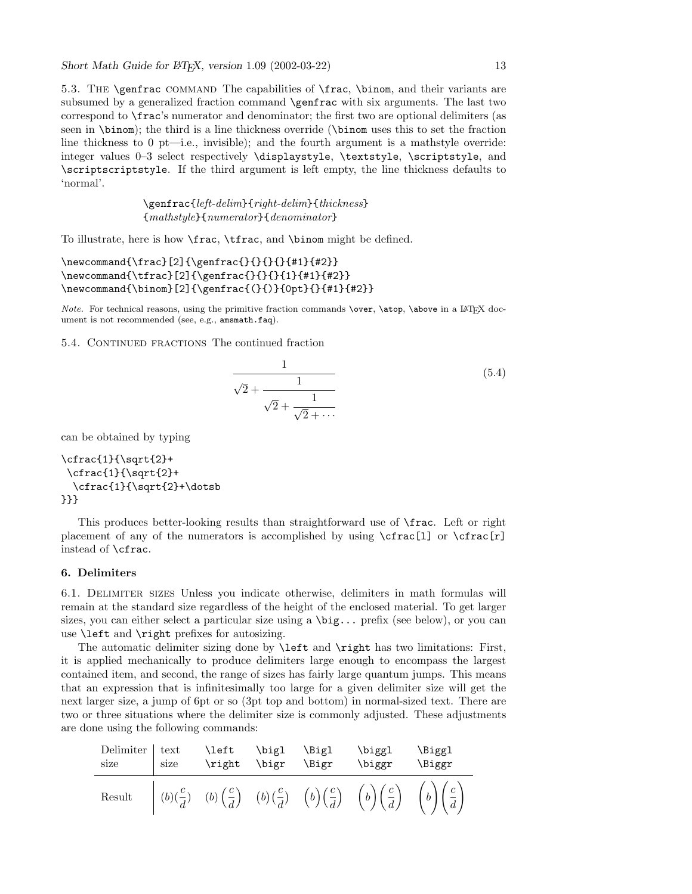5.3. The `\genfrac` command The capabilities of `\frac`, `\binom`, and their variants are subsumed by a generalized fraction command `\genfrac` with six arguments. The last two correspond to `\frac`'s numerator and denominator; the first two are optional delimiters (as seen in `\binom`); the third is a line thickness override (`\binom` uses this to set the fraction line thickness to 0 pt—i.e., invisible); and the fourth argument is a mathstyle override: integer values 0–3 select respectively `\displaystyle`, `\textstyle`, `\scriptstyle`, and `\scriptscriptstyle`. If the third argument is left empty, the line thickness defaults to 'normal'.

> `\genfrac{`*left-delim*`}{`*right-delim*`}{`*thickness*`}`
> `{`*mathstyle*`}{`*numerator*`}{`*denominator*`}`

To illustrate, here is how `\frac`, `\tfrac`, and `\binom` might be defined.

```
\newcommand{\frac}[2]{\genfrac{}{}{}{}{#1}{#2}}
\newcommand{\tfrac}[2]{\genfrac{}{}{}{1}{#1}{#2}}
\newcommand{\binom}[2]{\genfrac{(}{)}{0pt}{}{#1}{#2}}
```

*Note.* For technical reasons, using the primitive fraction commands `\over`, `\atop`, `\above` in a LaTeX document is not recommended (see, e.g., `amsmath.faq`).

5.4. Continued fractions The continued fraction

$$\cfrac{1}{\sqrt{2}+\cfrac{1}{\sqrt{2}+\cfrac{1}{\sqrt{2}+\dotsb}}} \tag{5.4}$$

can be obtained by typing

```
\cfrac{1}{\sqrt{2}+
 \cfrac{1}{\sqrt{2}+
  \cfrac{1}{\sqrt{2}+\dotsb
}}}
```

This produces better-looking results than straightforward use of `\frac`. Left or right placement of any of the numerators is accomplished by using `\cfrac[l]` or `\cfrac[r]` instead of `\cfrac`.

## 6. Delimiters

6.1. Delimiter sizes Unless you indicate otherwise, delimiters in math formulas will remain at the standard size regardless of the height of the enclosed material. To get larger sizes, you can either select a particular size using a `\big...` prefix (see below), or you can use `\left` and `\right` prefixes for autosizing.

The automatic delimiter sizing done by `\left` and `\right` has two limitations: First, it is applied mechanically to produce delimiters large enough to encompass the largest contained item, and second, the range of sizes has fairly large quantum jumps. This means that an expression that is infinitesimally too large for a given delimiter size will get the next larger size, a jump of 6pt or so (3pt top and bottom) in normal-sized text. There are two or three situations where the delimiter size is commonly adjusted. These adjustments are done using the following commands:

| Delimiter size | text size | `\left` `\right` | `\bigl` `\bigr` | `\Bigl` `\Bigr` | `\biggl` `\biggr` | `\Biggl` `\Biggr` |
|---|---|---|---|---|---|---|
| Result | $(b)(\frac{c}{d})$ | $(b)\left(\frac{c}{d}\right)$ | $\bigl(b\bigr)\bigl(\frac{c}{d}\bigr)$ | $\Bigl(b\Bigr)\Bigl(\frac{c}{d}\Bigr)$ | $\biggl(b\biggr)\biggl(\frac{c}{d}\biggr)$ | $\Biggl(b\Biggr)\Biggl(\frac{c}{d}\Biggr)$ |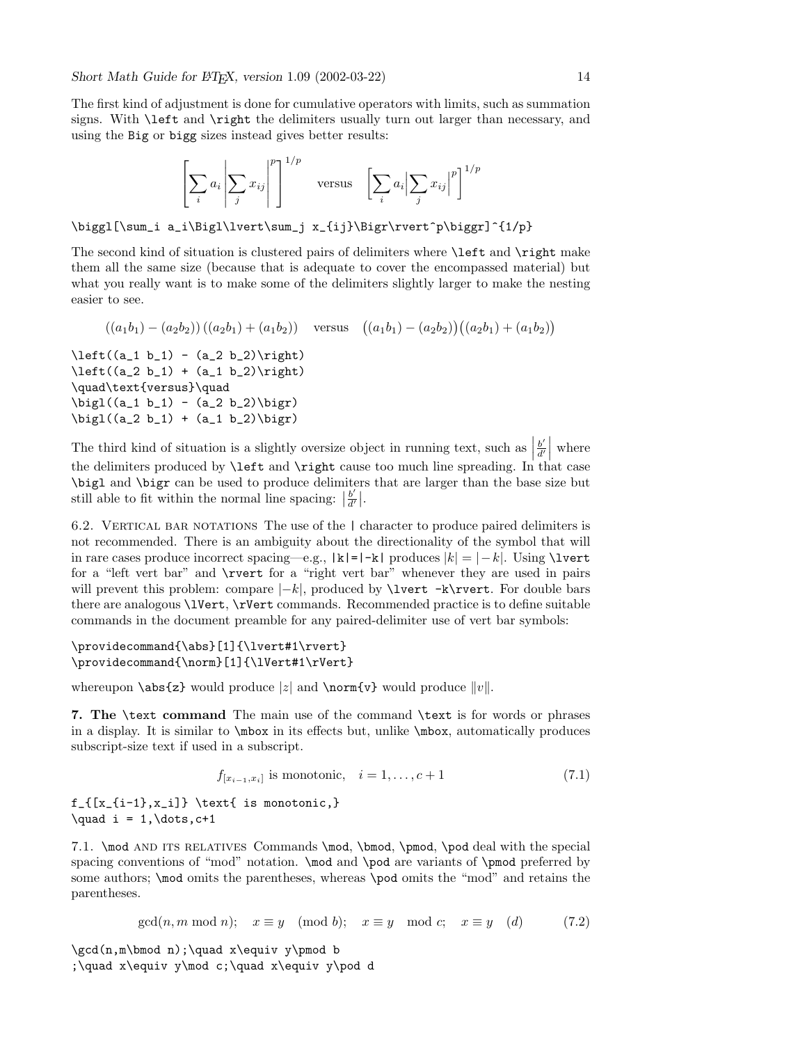The first kind of adjustment is done for cumulative operators with limits, such as summation signs. With `\left` and `\right` the delimiters usually turn out larger than necessary, and using the `Big` or `bigg` sizes instead gives better results:

$$\left[\sum_i a_i\left\lvert\sum_j x_{ij}\right\rvert^p\right]^{1/p} \quad\text{versus}\quad \biggl[\sum_i a_i\Bigl\lvert\sum_j x_{ij}\Bigr\rvert^p\biggr]^{1/p}$$

```
\biggl[\sum_i a_i\Bigl\lvert\sum_j x_{ij}\Bigr\rvert^p\biggr]^{1/p}
```

The second kind of situation is clustered pairs of delimiters where `\left` and `\right` make them all the same size (because that is adequate to cover the encompassed material) but what you really want is to make some of the delimiters slightly larger to make the nesting easier to see.

$$\left((a_1 b_1) - (a_2 b_2)\right) \left((a_2 b_1) + (a_1 b_2)\right) \quad\text{versus}\quad \bigl((a_1 b_1) - (a_2 b_2)\bigr) \bigl((a_2 b_1) + (a_1 b_2)\bigr)$$

```
\left((a_1 b_1) - (a_2 b_2)\right)
\left((a_2 b_1) + (a_1 b_2)\right)
\quad\text{versus}\quad
\bigl((a_1 b_1) - (a_2 b_2)\bigr)
\bigl((a_2 b_1) + (a_1 b_2)\bigr)
```

The third kind of situation is a slightly oversize object in running text, such as $\left|\frac{b'}{d'}\right|$ where the delimiters produced by `\left` and `\right` cause too much line spreading. In that case `\bigl` and `\bigr` can be used to produce delimiters that are larger than the base size but still able to fit within the normal line spacing: $\bigl|\frac{b'}{d'}\bigr|$.

6.2. Vertical bar notations The use of the `|` character to produce paired delimiters is not recommended. There is an ambiguity about the directionality of the symbol that will in rare cases produce incorrect spacing—e.g., `|k|=|-k|` produces $|k| = |-k|$. Using `\lvert` for a "left vert bar" and `\rvert` for a "right vert bar" whenever they are used in pairs will prevent this problem: compare $\lvert -k\rvert$, produced by `\lvert -k\rvert`. For double bars there are analogous `\lVert`, `\rVert` commands. Recommended practice is to define suitable commands in the document preamble for any paired-delimiter use of vert bar symbols:

```
\providecommand{\abs}[1]{\lvert#1\rvert}
\providecommand{\norm}[1]{\lVert#1\rVert}
```

whereupon `\abs{z}` would produce $\lvert z\rvert$ and `\norm{v}` would produce $\lVert v\rVert$.

**7. The `\text` command** The main use of the command `\text` is for words or phrases in a display. It is similar to `\mbox` in its effects but, unlike `\mbox`, automatically produces subscript-size text if used in a subscript.

$$f_{[x_{i-1},x_i]} \text{ is monotonic,} \quad i = 1,\dots,c+1 \tag{7.1}$$

```
f_{[x_{i-1},x_i]} \text{ is monotonic,}
\quad i = 1,\dots,c+1
```

7.1. `\mod` and its relatives Commands `\mod`, `\bmod`, `\pmod`, `\pod` deal with the special spacing conventions of "mod" notation. `\mod` and `\pod` are variants of `\pmod` preferred by some authors; `\mod` omits the parentheses, whereas `\pod` omits the "mod" and retains the parentheses.

$$\gcd(n,m\bmod n);\quad x\equiv y\pmod b;\quad x\equiv y\mod c;\quad x\equiv y\pod d \tag{7.2}$$

```
\gcd(n,m\bmod n);\quad x\equiv y\pmod b
;\quad x\equiv y\mod c;\quad x\equiv y\pod d
```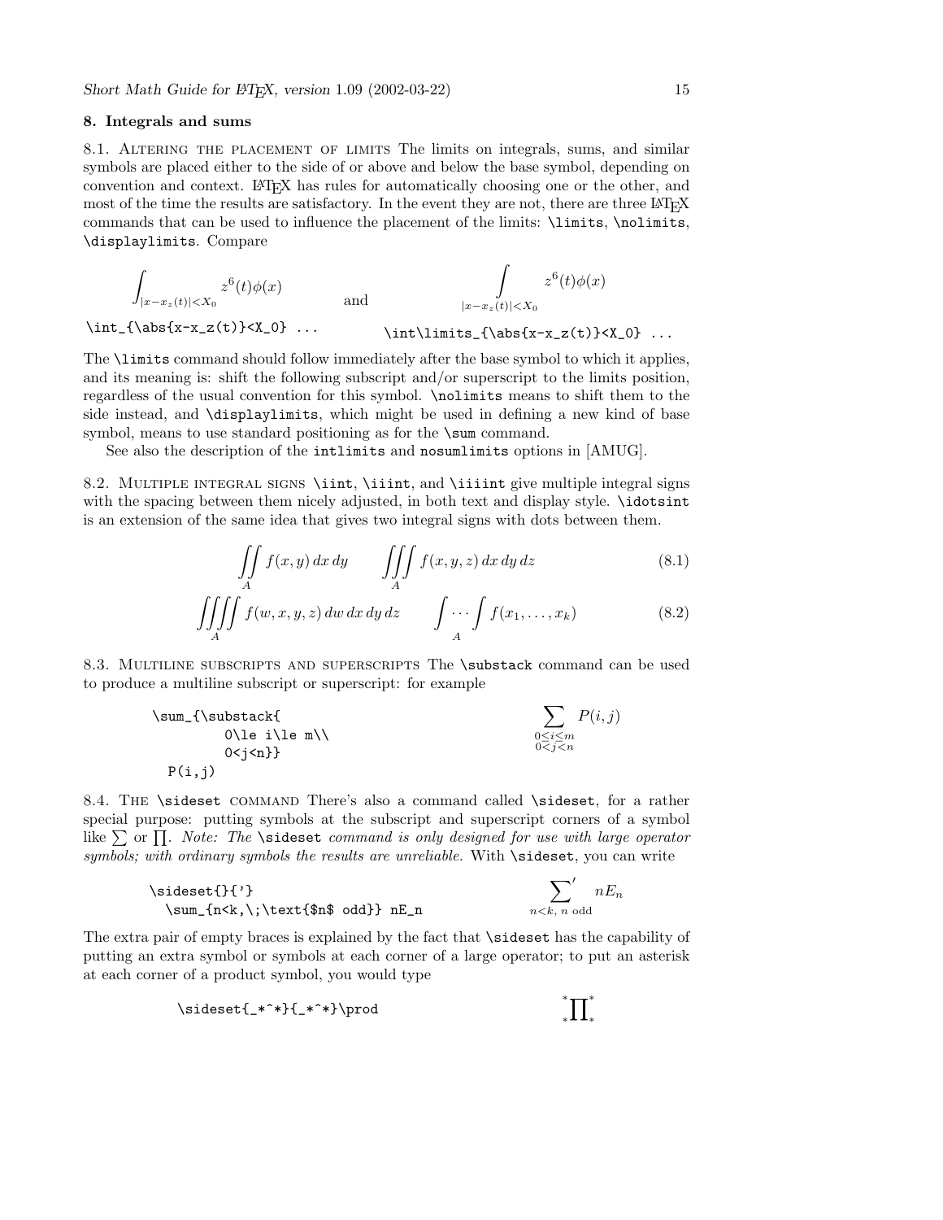## 8. Integrals and sums

8.1. Altering the placement of limits The limits on integrals, sums, and similar symbols are placed either to the side of or above and below the base symbol, depending on convention and context. LaTeX has rules for automatically choosing one or the other, and most of the time the results are satisfactory. In the event they are not, there are three LaTeX commands that can be used to influence the placement of the limits: `\limits`, `\nolimits`, `\displaylimits`. Compare

$$\int_{|x-x_z(t)|<X_0} z^6(t)\phi(x) \qquad \text{and} \qquad \int\limits_{|x-x_z(t)|<X_0} z^6(t)\phi(x)$$

```
\int_{\abs{x-x_z(t)}<X_0} ...
```

```
\int\limits_{\abs{x-x_z(t)}<X_0} ...
```

The `\limits` command should follow immediately after the base symbol to which it applies, and its meaning is: shift the following subscript and/or superscript to the limits position, regardless of the usual convention for this symbol. `\nolimits` means to shift them to the side instead, and `\displaylimits`, which might be used in defining a new kind of base symbol, means to use standard positioning as for the `\sum` command.

See also the description of the `intlimits` and `nosumlimits` options in [AMUG].

8.2. Multiple integral signs `\iint`, `\iiint`, and `\iiiint` give multiple integral signs with the spacing between them nicely adjusted, in both text and display style. `\idotsint` is an extension of the same idea that gives two integral signs with dots between them.

$$\iint\limits_A f(x,y)\,dx\,dy \qquad \iiint\limits_A f(x,y,z)\,dx\,dy\,dz \tag{8.1}$$

$$\iiiint\limits_A f(w,x,y,z)\,dw\,dx\,dy\,dz \qquad \idotsint\limits_A f(x_1,\dots,x_k) \tag{8.2}$$

8.3. Multiline subscripts and superscripts The `\substack` command can be used to produce a multiline subscript or superscript: for example

```
\sum_{\substack{
        0\le i\le m\\
        0<j<n}}
  P(i,j)
```

$$\sum_{\substack{0\le i\le m\\ 0<j<n}} P(i,j)$$

8.4. The `\sideset` command There's also a command called `\sideset`, for a rather special purpose: putting symbols at the subscript and superscript corners of a symbol like $\sum$ or $\prod$. *Note: The `\sideset` command is only designed for use with large operator symbols; with ordinary symbols the results are unreliable.* With `\sideset`, you can write

```
\sideset{}{'}
  \sum_{n<k,\;\text{$n$ odd}} nE_n
```

$$\sideset{}{'}\sum_{n<k,\;\text{$n$ odd}} nE_n$$

The extra pair of empty braces is explained by the fact that `\sideset` has the capability of putting an extra symbol or symbols at each corner of a large operator; to put an asterisk at each corner of a product symbol, you would type

```
\sideset{_*^*}{_*^*}\prod
```

$$\sideset{_*^*}{_*^*}\prod$$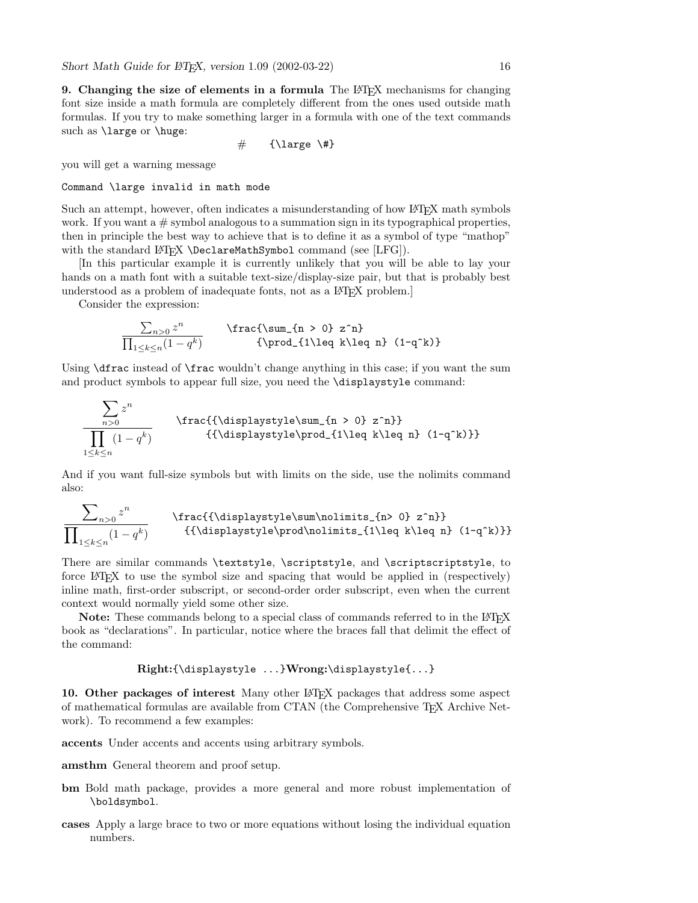**9. Changing the size of elements in a formula** The LaTeX mechanisms for changing font size inside a math formula are completely different from the ones used outside math formulas. If you try to make something larger in a formula with one of the text commands such as `\large` or `\huge`:

$\#$ `{\large \#}`

you will get a warning message

```
Command \large invalid in math mode
```

Such an attempt, however, often indicates a misunderstanding of how LaTeX math symbols work. If you want a # symbol analogous to a summation sign in its typographical properties, then in principle the best way to achieve that is to define it as a symbol of type "mathop" with the standard LaTeX `\DeclareMathSymbol` command (see [LFG]).

[In this particular example it is currently unlikely that you will be able to lay your hands on a math font with a suitable text-size/display-size pair, but that is probably best understood as a problem of inadequate fonts, not as a LaTeX problem.]

Consider the expression:

$$\frac{\sum_{n > 0} z^n}{\prod_{1\leq k\leq n} (1-q^k)}$$

```
\frac{\sum_{n > 0} z^n}
     {\prod_{1\leq k\leq n} (1-q^k)}
```

Using `\dfrac` instead of `\frac` wouldn't change anything in this case; if you want the sum and product symbols to appear full size, you need the `\displaystyle` command:

$$\frac{{\displaystyle\sum_{n > 0} z^n}}{{\displaystyle\prod_{1\leq k\leq n} (1-q^k)}}$$

```
\frac{{\displaystyle\sum_{n > 0} z^n}}
     {{\displaystyle\prod_{1\leq k\leq n} (1-q^k)}}
```

And if you want full-size symbols but with limits on the side, use the nolimits command also:

$$\frac{{\displaystyle\sum\nolimits_{n> 0} z^n}}{{\displaystyle\prod\nolimits_{1\leq k\leq n} (1-q^k)}}$$

```
\frac{{\displaystyle\sum\nolimits_{n> 0} z^n}}
  {{\displaystyle\prod\nolimits_{1\leq k\leq n} (1-q^k)}}
```

There are similar commands `\textstyle`, `\scriptstyle`, and `\scriptscriptstyle`, to force LaTeX to use the symbol size and spacing that would be applied in (respectively) inline math, first-order subscript, or second-order order subscript, even when the current context would normally yield some other size.

**Note:** These commands belong to a special class of commands referred to in the LaTeX book as "declarations". In particular, notice where the braces fall that delimit the effect of the command:

**Right:**`{\displaystyle ...}`**Wrong:**`\displaystyle{...}`

**10. Other packages of interest** Many other LaTeX packages that address some aspect of mathematical formulas are available from CTAN (the Comprehensive TeX Archive Network). To recommend a few examples:

**accents** Under accents and accents using arbitrary symbols.

**amsthm** General theorem and proof setup.

**bm** Bold math package, provides a more general and more robust implementation of `\boldsymbol`.

**cases** Apply a large brace to two or more equations without losing the individual equation numbers.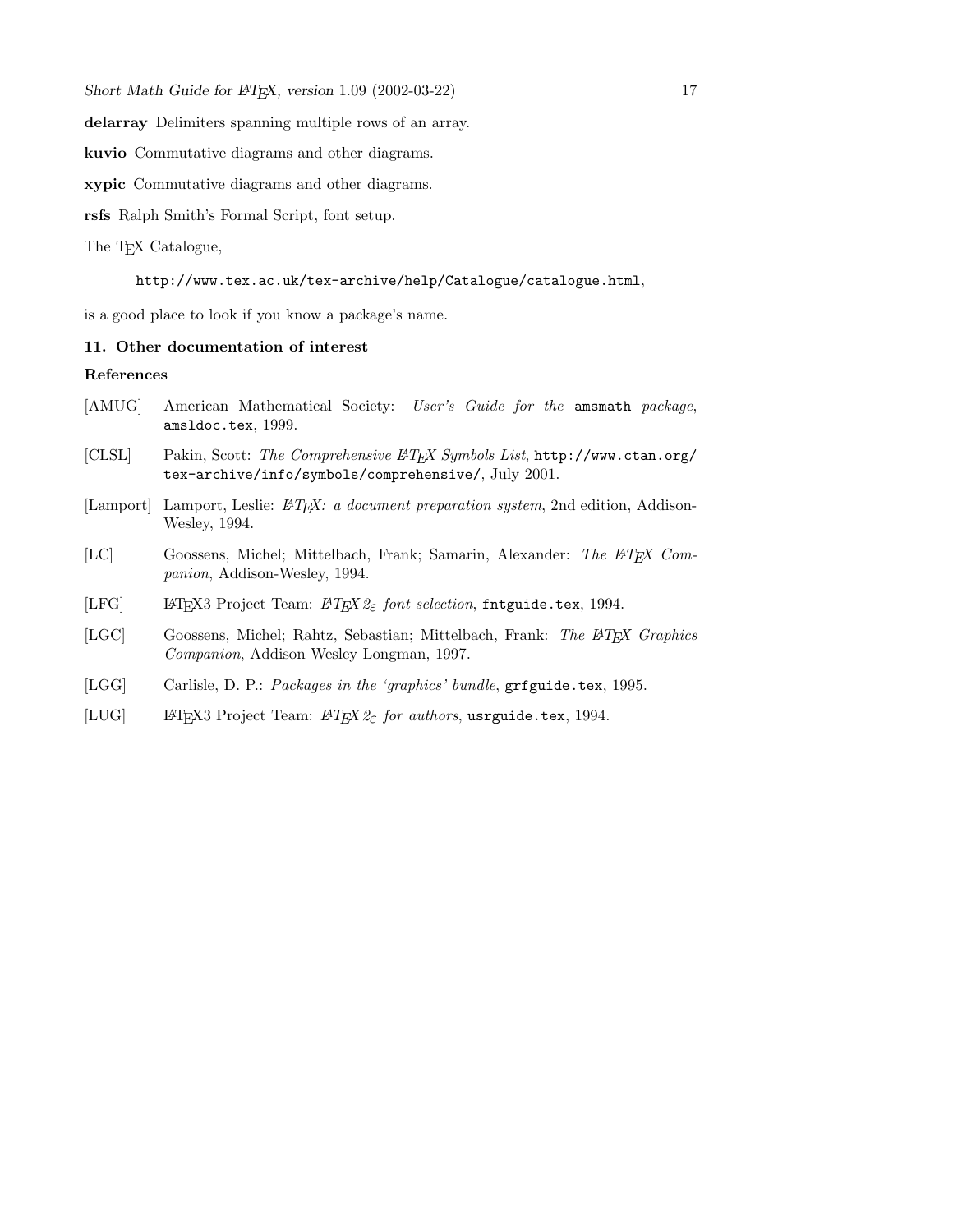**delarray** Delimiters spanning multiple rows of an array.

**kuvio** Commutative diagrams and other diagrams.

**xypic** Commutative diagrams and other diagrams.

**rsfs** Ralph Smith's Formal Script, font setup.

The TeX Catalogue,

> `http://www.tex.ac.uk/tex-archive/help/Catalogue/catalogue.html`,

is a good place to look if you know a package's name.

## 11. Other documentation of interest

### References

[AMUG] American Mathematical Society: *User's Guide for the* `amsmath` *package*, `amsldoc.tex`, 1999.

[CLSL] Pakin, Scott: *The Comprehensive LaTeX Symbols List*, `http://www.ctan.org/tex-archive/info/symbols/comprehensive/`, July 2001.

[Lamport] Lamport, Leslie: *LaTeX: a document preparation system*, 2nd edition, Addison-Wesley, 1994.

[LC] Goossens, Michel; Mittelbach, Frank; Samarin, Alexander: *The LaTeX Companion*, Addison-Wesley, 1994.

[LFG] LaTeX3 Project Team: *LaTeX 2ε font selection*, `fntguide.tex`, 1994.

[LGC] Goossens, Michel; Rahtz, Sebastian; Mittelbach, Frank: *The LaTeX Graphics Companion*, Addison Wesley Longman, 1997.

[LGG] Carlisle, D. P.: *Packages in the 'graphics' bundle*, `grfguide.tex`, 1995.

[LUG] LaTeX3 Project Team: *LaTeX 2ε for authors*, `usrguide.tex`, 1994.